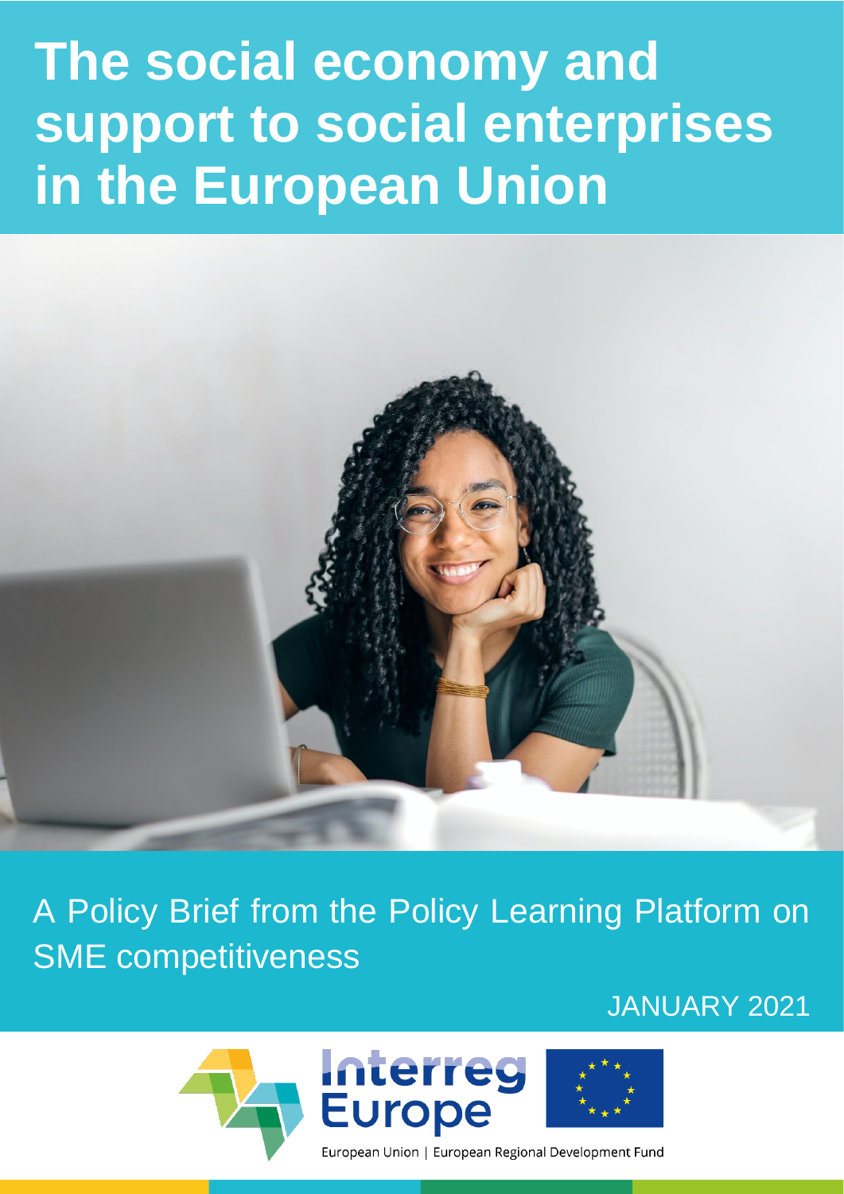# The social economy and support to social enterprises in the European Union

A Policy Brief from the Policy Learning Platform on SME competitiveness

JANUARY 2021

European Union | European Regional Development Fund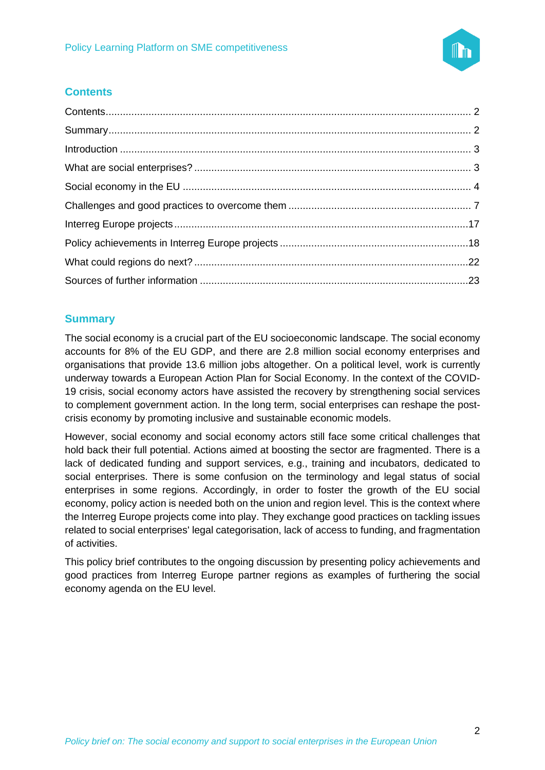## Contents

Contents............................................................................................................................ 2

Summary............................................................................................................................ 2

Introduction ........................................................................................................................ 3

What are social enterprises? ............................................................................................... 3

Social economy in the EU ................................................................................................... 4

Challenges and good practices to overcome them ............................................................... 7

Interreg Europe projects.....................................................................................................17

Policy achievements in Interreg Europe projects ................................................................18

What could regions do next? ..............................................................................................22

Sources of further information ............................................................................................23

## Summary

The social economy is a crucial part of the EU socioeconomic landscape. The social economy accounts for 8% of the EU GDP, and there are 2.8 million social economy enterprises and organisations that provide 13.6 million jobs altogether. On a political level, work is currently underway towards a European Action Plan for Social Economy. In the context of the COVID-19 crisis, social economy actors have assisted the recovery by strengthening social services to complement government action. In the long term, social enterprises can reshape the post-crisis economy by promoting inclusive and sustainable economic models.

However, social economy and social economy actors still face some critical challenges that hold back their full potential. Actions aimed at boosting the sector are fragmented. There is a lack of dedicated funding and support services, e.g., training and incubators, dedicated to social enterprises. There is some confusion on the terminology and legal status of social enterprises in some regions. Accordingly, in order to foster the growth of the EU social economy, policy action is needed both on the union and region level. This is the context where the Interreg Europe projects come into play. They exchange good practices on tackling issues related to social enterprises' legal categorisation, lack of access to funding, and fragmentation of activities.

This policy brief contributes to the ongoing discussion by presenting policy achievements and good practices from Interreg Europe partner regions as examples of furthering the social economy agenda on the EU level.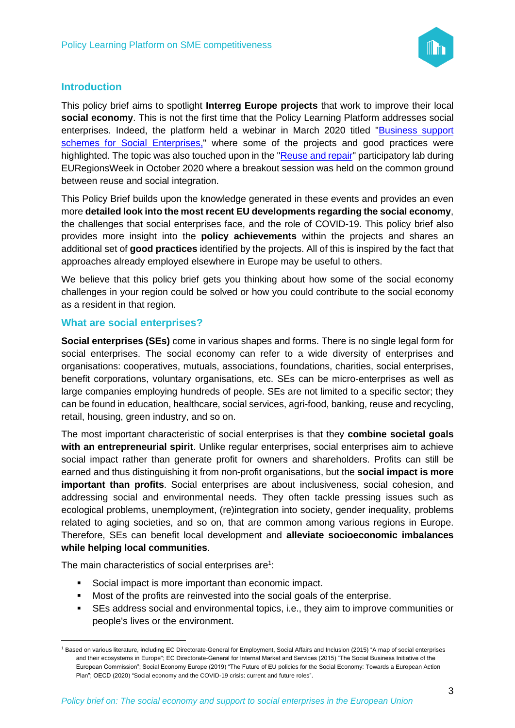## Introduction

This policy brief aims to spotlight **Interreg Europe projects** that work to improve their local **social economy**. This is not the first time that the Policy Learning Platform addresses social enterprises. Indeed, the platform held a webinar in March 2020 titled "Business support schemes for Social Enterprises," where some of the projects and good practices were highlighted. The topic was also touched upon in the "Reuse and repair" participatory lab during EURegionsWeek in October 2020 where a breakout session was held on the common ground between reuse and social integration.

This Policy Brief builds upon the knowledge generated in these events and provides an even more **detailed look into the most recent EU developments regarding the social economy**, the challenges that social enterprises face, and the role of COVID-19. This policy brief also provides more insight into the **policy achievements** within the projects and shares an additional set of **good practices** identified by the projects. All of this is inspired by the fact that approaches already employed elsewhere in Europe may be useful to others.

We believe that this policy brief gets you thinking about how some of the social economy challenges in your region could be solved or how you could contribute to the social economy as a resident in that region.

## What are social enterprises?

**Social enterprises (SEs)** come in various shapes and forms. There is no single legal form for social enterprises. The social economy can refer to a wide diversity of enterprises and organisations: cooperatives, mutuals, associations, foundations, charities, social enterprises, benefit corporations, voluntary organisations, etc. SEs can be micro-enterprises as well as large companies employing hundreds of people. SEs are not limited to a specific sector; they can be found in education, healthcare, social services, agri-food, banking, reuse and recycling, retail, housing, green industry, and so on.

The most important characteristic of social enterprises is that they **combine societal goals with an entrepreneurial spirit**. Unlike regular enterprises, social enterprises aim to achieve social impact rather than generate profit for owners and shareholders. Profits can still be earned and thus distinguishing it from non-profit organisations, but the **social impact is more important than profits**. Social enterprises are about inclusiveness, social cohesion, and addressing social and environmental needs. They often tackle pressing issues such as ecological problems, unemployment, (re)integration into society, gender inequality, problems related to aging societies, and so on, that are common among various regions in Europe. Therefore, SEs can benefit local development and **alleviate socioeconomic imbalances while helping local communities**.

The main characteristics of social enterprises are[1]:

- Social impact is more important than economic impact.
- Most of the profits are reinvested into the social goals of the enterprise.
- SEs address social and environmental topics, i.e., they aim to improve communities or people's lives or the environment.

[1] Based on various literature, including EC Directorate-General for Employment, Social Affairs and Inclusion (2015) "A map of social enterprises and their ecosystems in Europe"; EC Directorate-General for Internal Market and Services (2015) "The Social Business Initiative of the European Commission"; Social Economy Europe (2019) "The Future of EU policies for the Social Economy: Towards a European Action Plan"; OECD (2020) "Social economy and the COVID-19 crisis: current and future roles".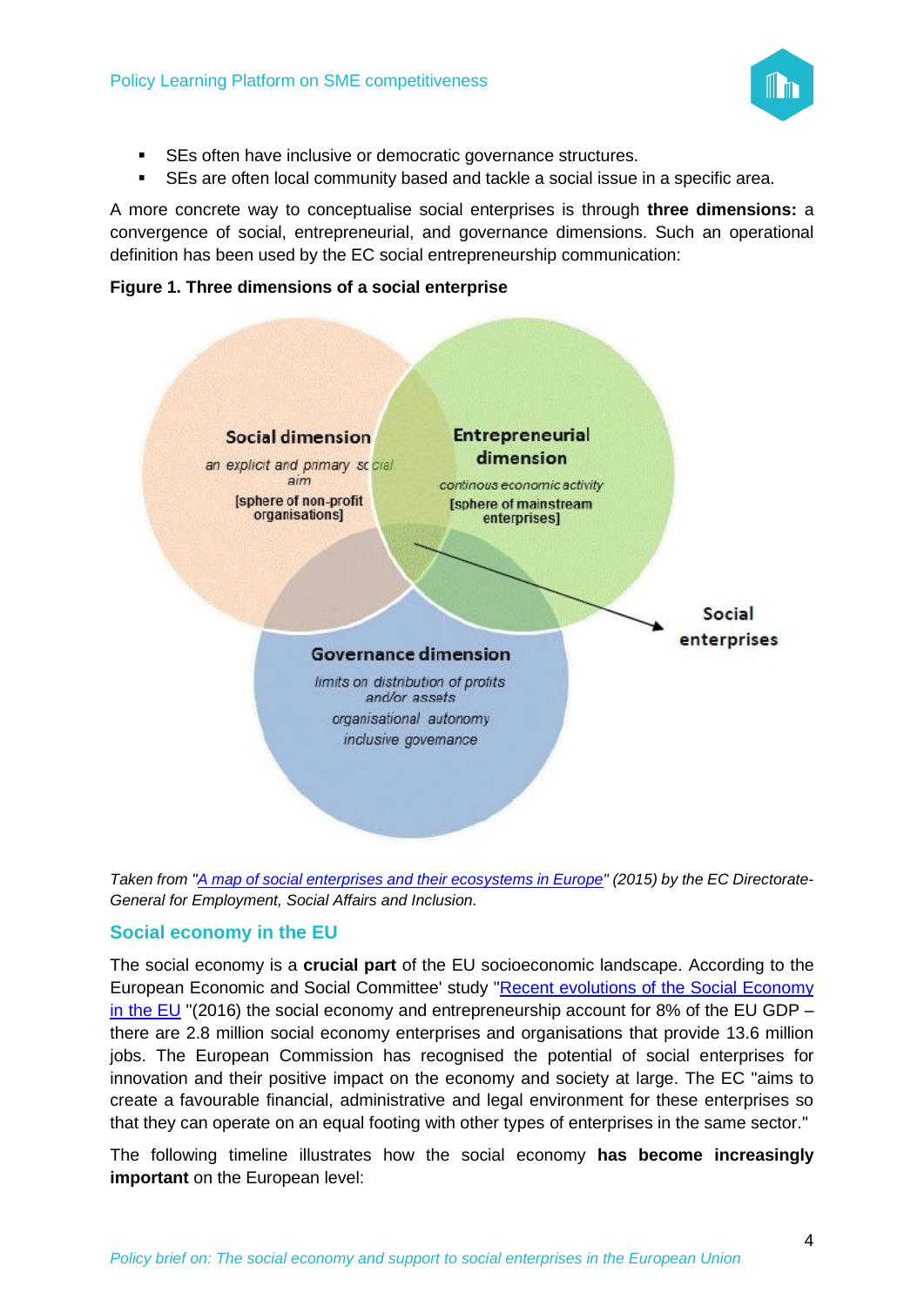- SEs often have inclusive or democratic governance structures.
- SEs are often local community based and tackle a social issue in a specific area.

A more concrete way to conceptualise social enterprises is through **three dimensions:** a convergence of social, entrepreneurial, and governance dimensions. Such an operational definition has been used by the EC social entrepreneurship communication:

**Figure 1. Three dimensions of a social enterprise**

Social dimension
an explicit and primary social aim
[sphere of non-profit organisations]

Entrepreneurial dimension
continous economic activity
[sphere of mainstream enterprises]

Governance dimension
limits on distribution of profits and/or assets
organisational autonomy
inclusive governance

Social enterprises

*Taken from "[A map of social enterprises and their ecosystems in Europe](#)" (2015) by the EC Directorate-General for Employment, Social Affairs and Inclusion.*

## Social economy in the EU

The social economy is a **crucial part** of the EU socioeconomic landscape. According to the European Economic and Social Committee' study "[Recent evolutions of the Social Economy in the EU](#) "(2016) the social economy and entrepreneurship account for 8% of the EU GDP – there are 2.8 million social economy enterprises and organisations that provide 13.6 million jobs. The European Commission has recognised the potential of social enterprises for innovation and their positive impact on the economy and society at large. The EC "aims to create a favourable financial, administrative and legal environment for these enterprises so that they can operate on an equal footing with other types of enterprises in the same sector."

The following timeline illustrates how the social economy **has become increasingly important** on the European level: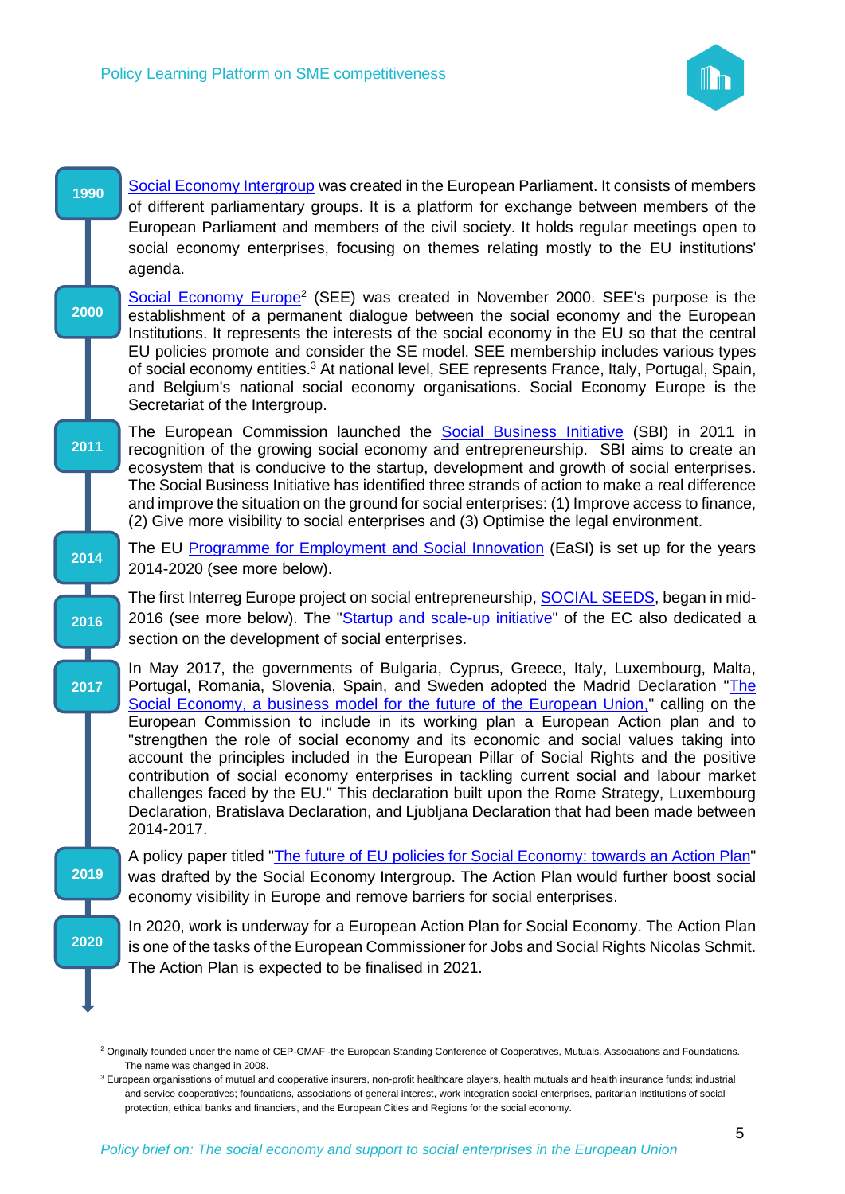**1990** Social Economy Intergroup was created in the European Parliament. It consists of members of different parliamentary groups. It is a platform for exchange between members of the European Parliament and members of the civil society. It holds regular meetings open to social economy enterprises, focusing on themes relating mostly to the EU institutions' agenda.

**2000** Social Economy Europe[2] (SEE) was created in November 2000. SEE's purpose is the establishment of a permanent dialogue between the social economy and the European Institutions. It represents the interests of the social economy in the EU so that the central EU policies promote and consider the SE model. SEE membership includes various types of social economy entities.[3] At national level, SEE represents France, Italy, Portugal, Spain, and Belgium's national social economy organisations. Social Economy Europe is the Secretariat of the Intergroup.

**2011** The European Commission launched the Social Business Initiative (SBI) in 2011 in recognition of the growing social economy and entrepreneurship. SBI aims to create an ecosystem that is conducive to the startup, development and growth of social enterprises. The Social Business Initiative has identified three strands of action to make a real difference and improve the situation on the ground for social enterprises: (1) Improve access to finance, (2) Give more visibility to social enterprises and (3) Optimise the legal environment.

**2014** The EU Programme for Employment and Social Innovation (EaSI) is set up for the years 2014-2020 (see more below).

**2016** The first Interreg Europe project on social entrepreneurship, SOCIAL SEEDS, began in mid-2016 (see more below). The "Startup and scale-up initiative" of the EC also dedicated a section on the development of social enterprises.

**2017** In May 2017, the governments of Bulgaria, Cyprus, Greece, Italy, Luxembourg, Malta, Portugal, Romania, Slovenia, Spain, and Sweden adopted the Madrid Declaration "The Social Economy, a business model for the future of the European Union," calling on the European Commission to include in its working plan a European Action plan and to "strengthen the role of social economy and its economic and social values taking into account the principles included in the European Pillar of Social Rights and the positive contribution of social economy enterprises in tackling current social and labour market challenges faced by the EU." This declaration built upon the Rome Strategy, Luxembourg Declaration, Bratislava Declaration, and Ljubljana Declaration that had been made between 2014-2017.

**2019** A policy paper titled "The future of EU policies for Social Economy: towards an Action Plan" was drafted by the Social Economy Intergroup. The Action Plan would further boost social economy visibility in Europe and remove barriers for social enterprises.

**2020** In 2020, work is underway for a European Action Plan for Social Economy. The Action Plan is one of the tasks of the European Commissioner for Jobs and Social Rights Nicolas Schmit. The Action Plan is expected to be finalised in 2021.

---

[2] Originally founded under the name of CEP-CMAF -the European Standing Conference of Cooperatives, Mutuals, Associations and Foundations. The name was changed in 2008.

[3] European organisations of mutual and cooperative insurers, non-profit healthcare players, health mutuals and health insurance funds; industrial and service cooperatives; foundations, associations of general interest, work integration social enterprises, paritarian institutions of social protection, ethical banks and financiers, and the European Cities and Regions for the social economy.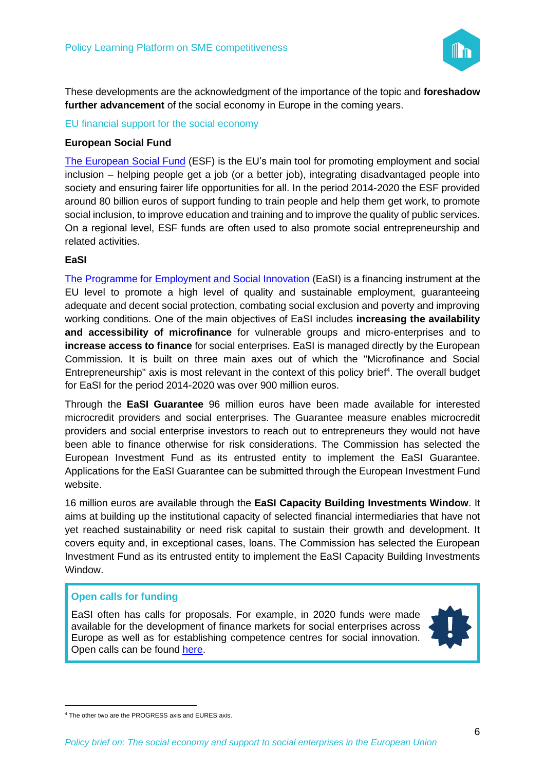These developments are the acknowledgment of the importance of the topic and **foreshadow further advancement** of the social economy in Europe in the coming years.

## EU financial support for the social economy

### European Social Fund

The European Social Fund (ESF) is the EU's main tool for promoting employment and social inclusion – helping people get a job (or a better job), integrating disadvantaged people into society and ensuring fairer life opportunities for all. In the period 2014-2020 the ESF provided around 80 billion euros of support funding to train people and help them get work, to promote social inclusion, to improve education and training and to improve the quality of public services. On a regional level, ESF funds are often used to also promote social entrepreneurship and related activities.

### EaSI

The Programme for Employment and Social Innovation (EaSI) is a financing instrument at the EU level to promote a high level of quality and sustainable employment, guaranteeing adequate and decent social protection, combating social exclusion and poverty and improving working conditions. One of the main objectives of EaSI includes **increasing the availability and accessibility of microfinance** for vulnerable groups and micro-enterprises and to **increase access to finance** for social enterprises. EaSI is managed directly by the European Commission. It is built on three main axes out of which the "Microfinance and Social Entrepreneurship" axis is most relevant in the context of this policy brief[4]. The overall budget for EaSI for the period 2014-2020 was over 900 million euros.

Through the **EaSI Guarantee** 96 million euros have been made available for interested microcredit providers and social enterprises. The Guarantee measure enables microcredit providers and social enterprise investors to reach out to entrepreneurs they would not have been able to finance otherwise for risk considerations. The Commission has selected the European Investment Fund as its entrusted entity to implement the EaSI Guarantee. Applications for the EaSI Guarantee can be submitted through the European Investment Fund website.

16 million euros are available through the **EaSI Capacity Building Investments Window**. It aims at building up the institutional capacity of selected financial intermediaries that have not yet reached sustainability or need risk capital to sustain their growth and development. It covers equity and, in exceptional cases, loans. The Commission has selected the European Investment Fund as its entrusted entity to implement the EaSI Capacity Building Investments Window.

> **Open calls for funding**
>
> EaSI often has calls for proposals. For example, in 2020 funds were made available for the development of finance markets for social enterprises across Europe as well as for establishing competence centres for social innovation. Open calls can be found here.

---

[4] The other two are the PROGRESS axis and EURES axis.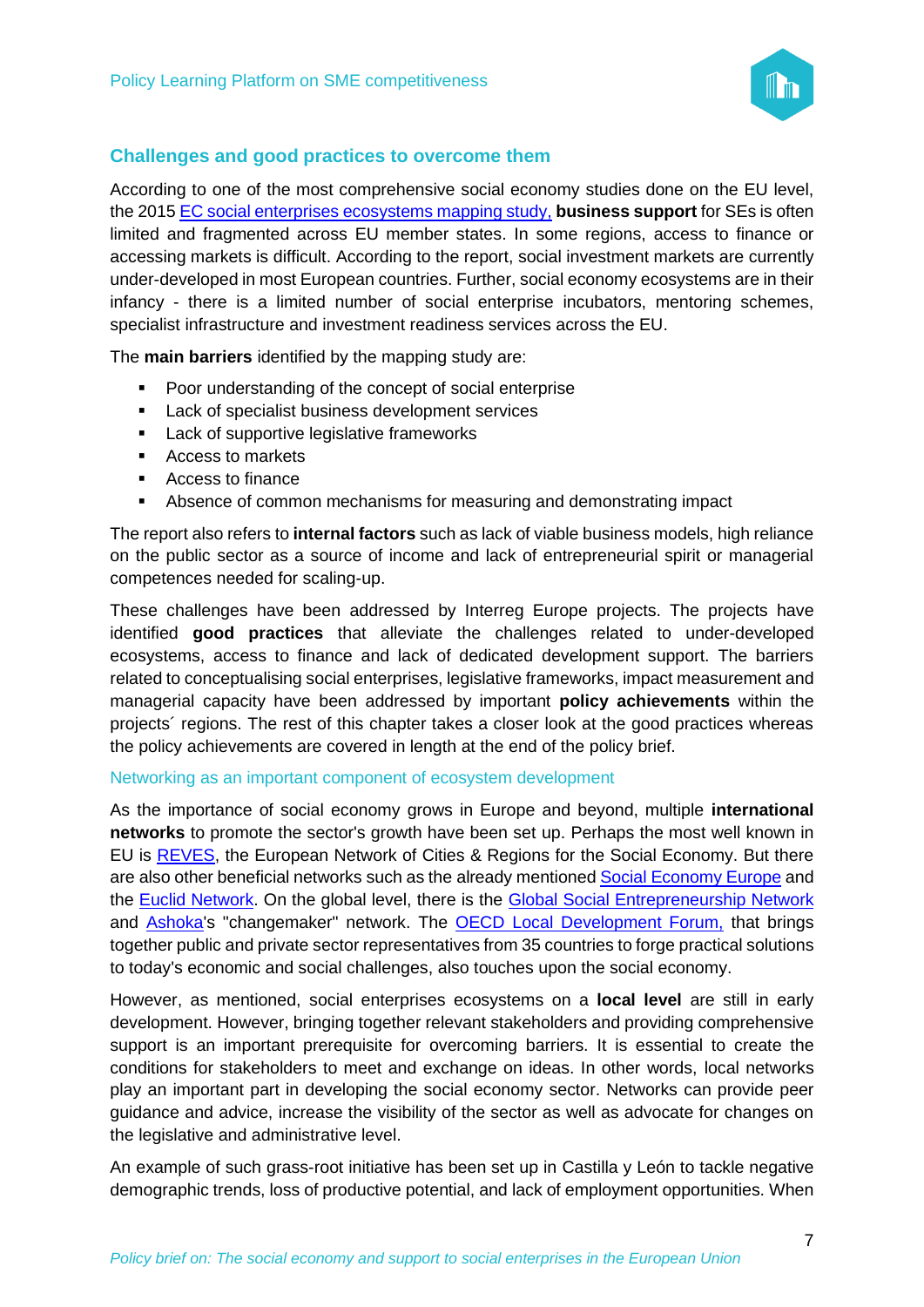## Challenges and good practices to overcome them

According to one of the most comprehensive social economy studies done on the EU level, the 2015 [EC social enterprises ecosystems mapping study,] **business support** for SEs is often limited and fragmented across EU member states. In some regions, access to finance or accessing markets is difficult. According to the report, social investment markets are currently under-developed in most European countries. Further, social economy ecosystems are in their infancy - there is a limited number of social enterprise incubators, mentoring schemes, specialist infrastructure and investment readiness services across the EU.

The **main barriers** identified by the mapping study are:

- Poor understanding of the concept of social enterprise
- Lack of specialist business development services
- Lack of supportive legislative frameworks
- Access to markets
- Access to finance
- Absence of common mechanisms for measuring and demonstrating impact

The report also refers to **internal factors** such as lack of viable business models, high reliance on the public sector as a source of income and lack of entrepreneurial spirit or managerial competences needed for scaling-up.

These challenges have been addressed by Interreg Europe projects. The projects have identified **good practices** that alleviate the challenges related to under-developed ecosystems, access to finance and lack of dedicated development support. The barriers related to conceptualising social enterprises, legislative frameworks, impact measurement and managerial capacity have been addressed by important **policy achievements** within the projects´ regions. The rest of this chapter takes a closer look at the good practices whereas the policy achievements are covered in length at the end of the policy brief.

### Networking as an important component of ecosystem development

As the importance of social economy grows in Europe and beyond, multiple **international networks** to promote the sector's growth have been set up. Perhaps the most well known in EU is REVES, the European Network of Cities & Regions for the Social Economy. But there are also other beneficial networks such as the already mentioned Social Economy Europe and the Euclid Network. On the global level, there is the Global Social Entrepreneurship Network and Ashoka's "changemaker" network. The OECD Local Development Forum, that brings together public and private sector representatives from 35 countries to forge practical solutions to today's economic and social challenges, also touches upon the social economy.

However, as mentioned, social enterprises ecosystems on a **local level** are still in early development. However, bringing together relevant stakeholders and providing comprehensive support is an important prerequisite for overcoming barriers. It is essential to create the conditions for stakeholders to meet and exchange on ideas. In other words, local networks play an important part in developing the social economy sector. Networks can provide peer guidance and advice, increase the visibility of the sector as well as advocate for changes on the legislative and administrative level.

An example of such grass-root initiative has been set up in Castilla y León to tackle negative demographic trends, loss of productive potential, and lack of employment opportunities. When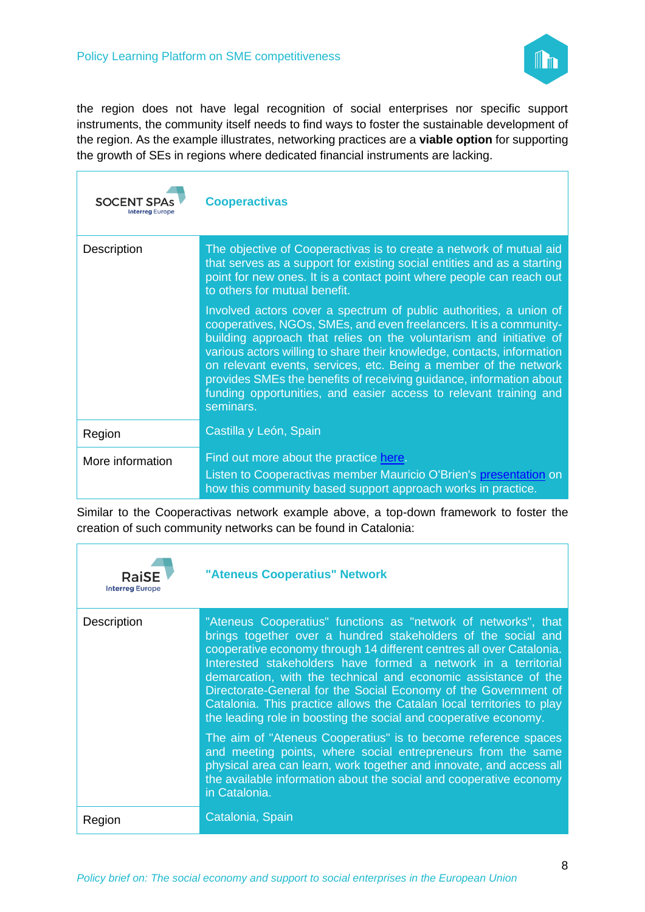the region does not have legal recognition of social enterprises nor specific support instruments, the community itself needs to find ways to foster the sustainable development of the region. As the example illustrates, networking practices are a **viable option** for supporting the growth of SEs in regions where dedicated financial instruments are lacking.

| SOCENT SPAs Interreg Europe | **Cooperactivas** |
|---|---|
| Description | The objective of Cooperactivas is to create a network of mutual aid that serves as a support for existing social entities and as a starting point for new ones. It is a contact point where people can reach out to others for mutual benefit.<br><br>Involved actors cover a spectrum of public authorities, a union of cooperatives, NGOs, SMEs, and even freelancers. It is a community-building approach that relies on the voluntarism and initiative of various actors willing to share their knowledge, contacts, information on relevant events, services, etc. Being a member of the network provides SMEs the benefits of receiving guidance, information about funding opportunities, and easier access to relevant training and seminars. |
| Region | Castilla y León, Spain |
| More information | Find out more about the practice here.<br>Listen to Cooperactivas member Mauricio O'Brien's presentation on how this community based support approach works in practice. |

Similar to the Cooperactivas network example above, a top-down framework to foster the creation of such community networks can be found in Catalonia:

| RaiSE Interreg Europe | **"Ateneus Cooperatius" Network** |
|---|---|
| Description | "Ateneus Cooperatius" functions as "network of networks", that brings together over a hundred stakeholders of the social and cooperative economy through 14 different centres all over Catalonia. Interested stakeholders have formed a network in a territorial demarcation, with the technical and economic assistance of the Directorate-General for the Social Economy of the Government of Catalonia. This practice allows the Catalan local territories to play the leading role in boosting the social and cooperative economy.<br><br>The aim of "Ateneus Cooperatius" is to become reference spaces and meeting points, where social entrepreneurs from the same physical area can learn, work together and innovate, and access all the available information about the social and cooperative economy in Catalonia. |
| Region | Catalonia, Spain |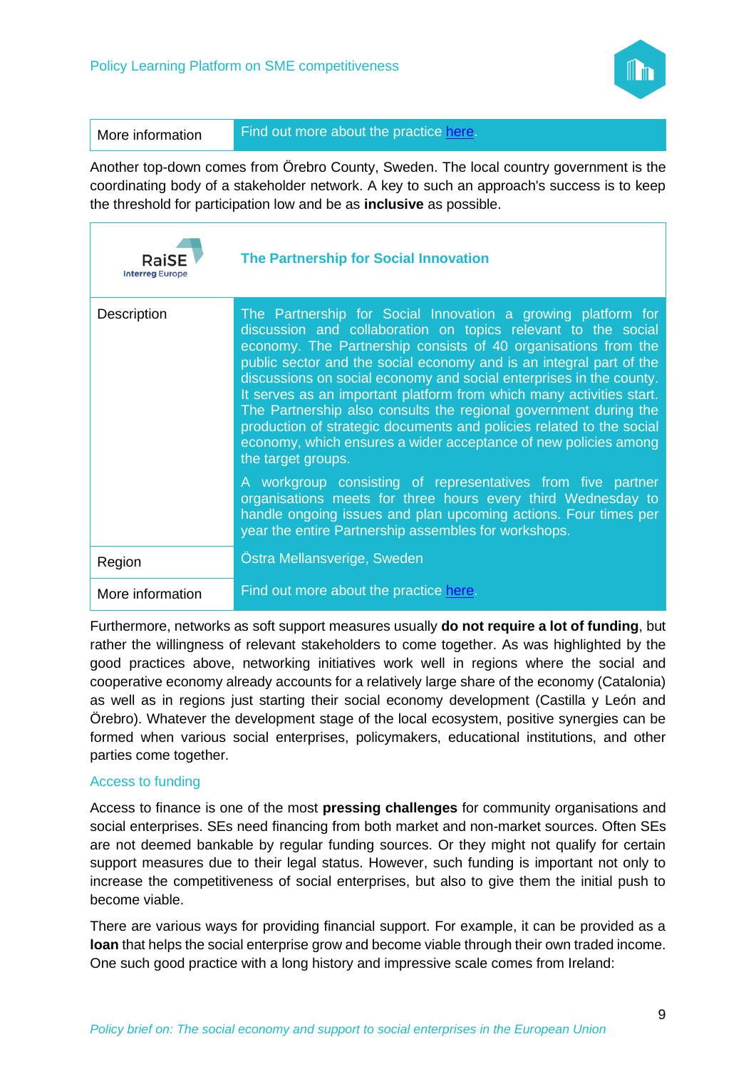| More information | Find out more about the practice here. |
|---|---|

Another top-down comes from Örebro County, Sweden. The local country government is the coordinating body of a stakeholder network. A key to such an approach's success is to keep the threshold for participation low and be as **inclusive** as possible.

| RaiSE Interreg Europe | **The Partnership for Social Innovation** |
|---|---|
| Description | The Partnership for Social Innovation a growing platform for discussion and collaboration on topics relevant to the social economy. The Partnership consists of 40 organisations from the public sector and the social economy and is an integral part of the discussions on social economy and social enterprises in the county. It serves as an important platform from which many activities start. The Partnership also consults the regional government during the production of strategic documents and policies related to the social economy, which ensures a wider acceptance of new policies among the target groups.<br><br>A workgroup consisting of representatives from five partner organisations meets for three hours every third Wednesday to handle ongoing issues and plan upcoming actions. Four times per year the entire Partnership assembles for workshops. |
| Region | Östra Mellansverige, Sweden |
| More information | Find out more about the practice here. |

Furthermore, networks as soft support measures usually **do not require a lot of funding**, but rather the willingness of relevant stakeholders to come together. As was highlighted by the good practices above, networking initiatives work well in regions where the social and cooperative economy already accounts for a relatively large share of the economy (Catalonia) as well as in regions just starting their social economy development (Castilla y León and Örebro). Whatever the development stage of the local ecosystem, positive synergies can be formed when various social enterprises, policymakers, educational institutions, and other parties come together.

### Access to funding

Access to finance is one of the most **pressing challenges** for community organisations and social enterprises. SEs need financing from both market and non-market sources. Often SEs are not deemed bankable by regular funding sources. Or they might not qualify for certain support measures due to their legal status. However, such funding is important not only to increase the competitiveness of social enterprises, but also to give them the initial push to become viable.

There are various ways for providing financial support. For example, it can be provided as a **loan** that helps the social enterprise grow and become viable through their own traded income. One such good practice with a long history and impressive scale comes from Ireland: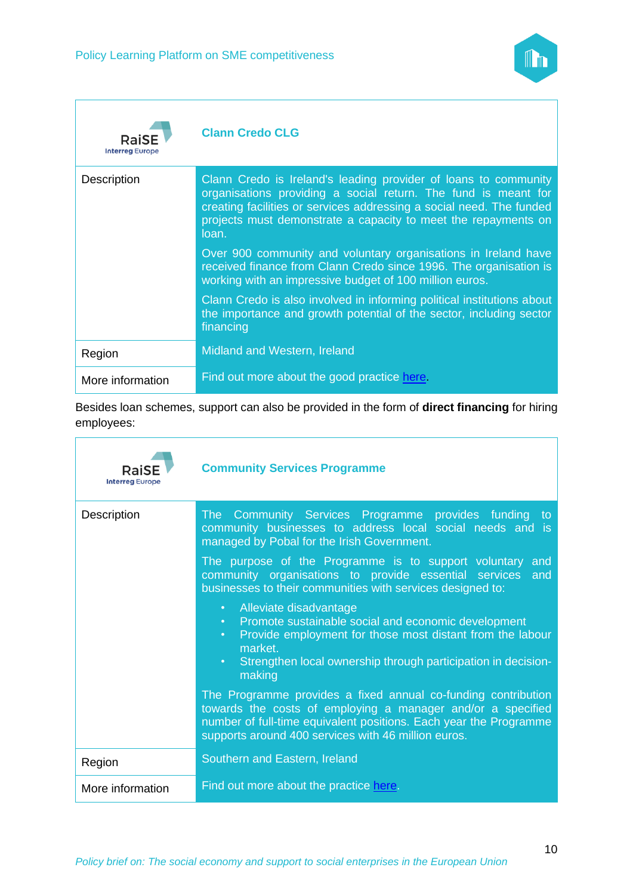| RaiSE Interreg Europe | **Clann Credo CLG** |
|---|---|
| Description | Clann Credo is Ireland's leading provider of loans to community organisations providing a social return. The fund is meant for creating facilities or services addressing a social need. The funded projects must demonstrate a capacity to meet the repayments on loan.<br><br>Over 900 community and voluntary organisations in Ireland have received finance from Clann Credo since 1996. The organisation is working with an impressive budget of 100 million euros.<br><br>Clann Credo is also involved in informing political institutions about the importance and growth potential of the sector, including sector financing |
| Region | Midland and Western, Ireland |
| More information | Find out more about the good practice here. |

Besides loan schemes, support can also be provided in the form of **direct financing** for hiring employees:

| RaiSE Interreg Europe | **Community Services Programme** |
|---|---|
| Description | The Community Services Programme provides funding to community businesses to address local social needs and is managed by Pobal for the Irish Government.<br><br>The purpose of the Programme is to support voluntary and community organisations to provide essential services and businesses to their communities with services designed to:<br><br>• Alleviate disadvantage<br>• Promote sustainable social and economic development<br>• Provide employment for those most distant from the labour market.<br>• Strengthen local ownership through participation in decision-making<br><br>The Programme provides a fixed annual co-funding contribution towards the costs of employing a manager and/or a specified number of full-time equivalent positions. Each year the Programme supports around 400 services with 46 million euros. |
| Region | Southern and Eastern, Ireland |
| More information | Find out more about the practice here. |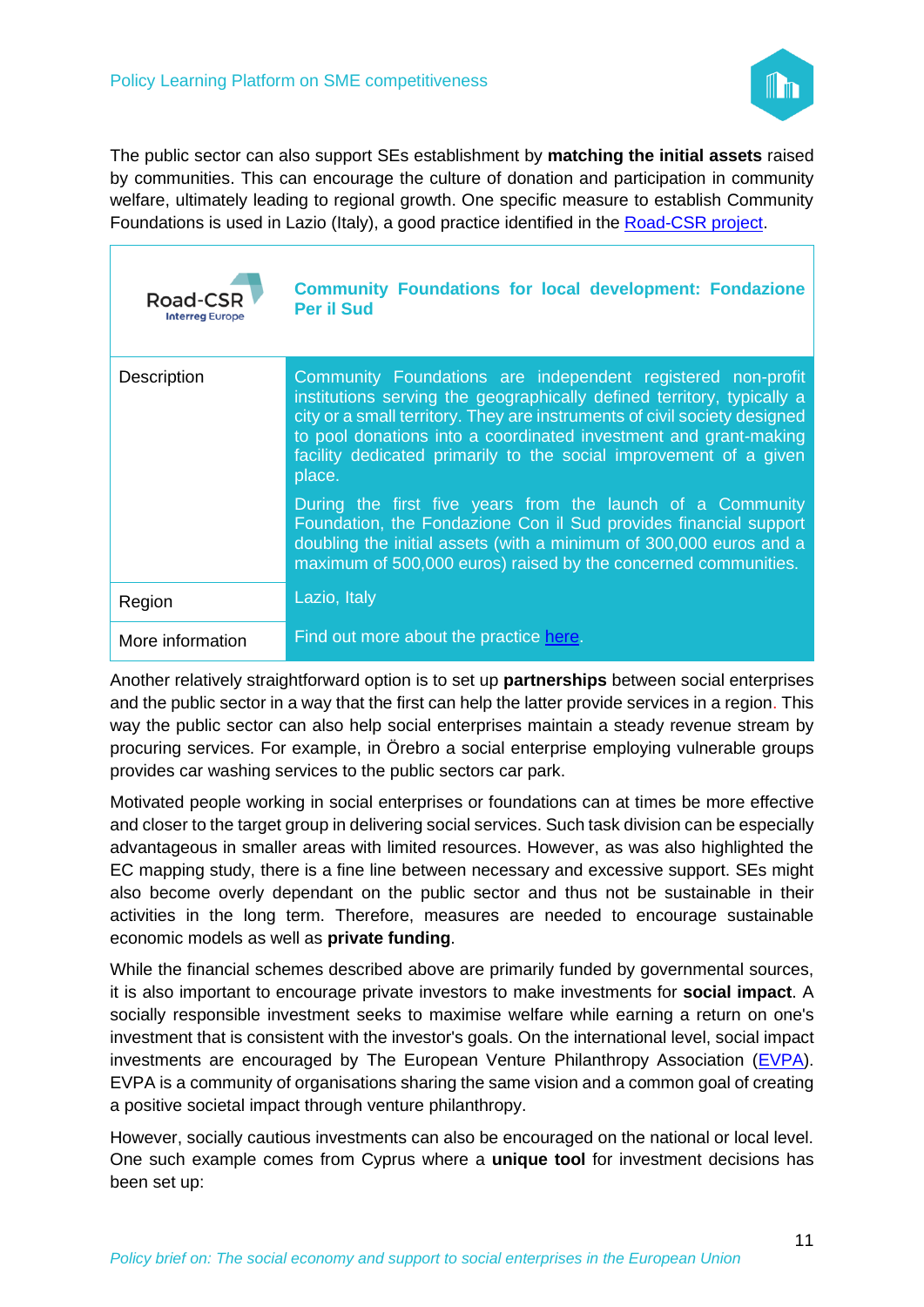The public sector can also support SEs establishment by **matching the initial assets** raised by communities. This can encourage the culture of donation and participation in community welfare, ultimately leading to regional growth. One specific measure to establish Community Foundations is used in Lazio (Italy), a good practice identified in the Road-CSR project.

| Road-CSR Interreg Europe | **Community Foundations for local development: Fondazione Per il Sud** |
|---|---|
| Description | Community Foundations are independent registered non-profit institutions serving the geographically defined territory, typically a city or a small territory. They are instruments of civil society designed to pool donations into a coordinated investment and grant-making facility dedicated primarily to the social improvement of a given place.<br><br>During the first five years from the launch of a Community Foundation, the Fondazione Con il Sud provides financial support doubling the initial assets (with a minimum of 300,000 euros and a maximum of 500,000 euros) raised by the concerned communities. |
| Region | Lazio, Italy |
| More information | Find out more about the practice here. |

Another relatively straightforward option is to set up **partnerships** between social enterprises and the public sector in a way that the first can help the latter provide services in a region. This way the public sector can also help social enterprises maintain a steady revenue stream by procuring services. For example, in Örebro a social enterprise employing vulnerable groups provides car washing services to the public sectors car park.

Motivated people working in social enterprises or foundations can at times be more effective and closer to the target group in delivering social services. Such task division can be especially advantageous in smaller areas with limited resources. However, as was also highlighted the EC mapping study, there is a fine line between necessary and excessive support. SEs might also become overly dependant on the public sector and thus not be sustainable in their activities in the long term. Therefore, measures are needed to encourage sustainable economic models as well as **private funding**.

While the financial schemes described above are primarily funded by governmental sources, it is also important to encourage private investors to make investments for **social impact**. A socially responsible investment seeks to maximise welfare while earning a return on one's investment that is consistent with the investor's goals. On the international level, social impact investments are encouraged by The European Venture Philanthropy Association (EVPA). EVPA is a community of organisations sharing the same vision and a common goal of creating a positive societal impact through venture philanthropy.

However, socially cautious investments can also be encouraged on the national or local level. One such example comes from Cyprus where a **unique tool** for investment decisions has been set up: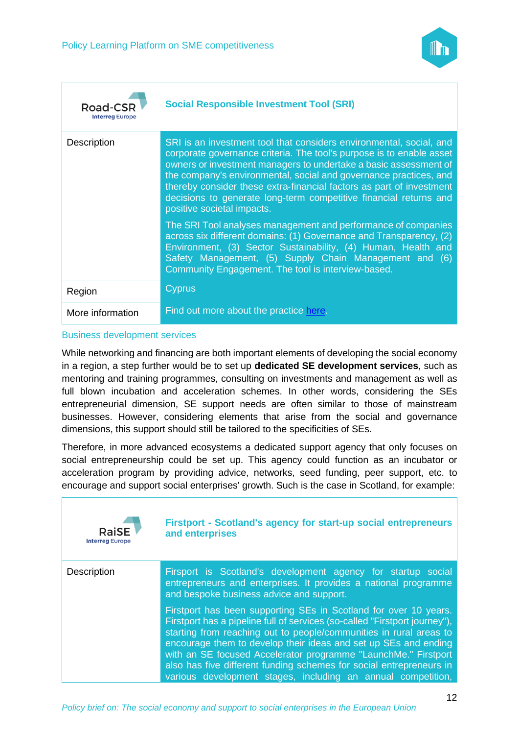| Road-CSR Interreg Europe | Social Responsible Investment Tool (SRI) |
|---|---|
| Description | SRI is an investment tool that considers environmental, social, and corporate governance criteria. The tool's purpose is to enable asset owners or investment managers to undertake a basic assessment of the company's environmental, social and governance practices, and thereby consider these extra-financial factors as part of investment decisions to generate long-term competitive financial returns and positive societal impacts.<br><br>The SRI Tool analyses management and performance of companies across six different domains: (1) Governance and Transparency, (2) Environment, (3) Sector Sustainability, (4) Human, Health and Safety Management, (5) Supply Chain Management and (6) Community Engagement. The tool is interview-based. |
| Region | Cyprus |
| More information | Find out more about the practice here. |

### Business development services

While networking and financing are both important elements of developing the social economy in a region, a step further would be to set up **dedicated SE development services**, such as mentoring and training programmes, consulting on investments and management as well as full blown incubation and acceleration schemes. In other words, considering the SEs entrepreneurial dimension, SE support needs are often similar to those of mainstream businesses. However, considering elements that arise from the social and governance dimensions, this support should still be tailored to the specificities of SEs.

Therefore, in more advanced ecosystems a dedicated support agency that only focuses on social entrepreneurship could be set up. This agency could function as an incubator or acceleration program by providing advice, networks, seed funding, peer support, etc. to encourage and support social enterprises' growth. Such is the case in Scotland, for example:

| RaiSE Interreg Europe | Firstport - Scotland's agency for start-up social entrepreneurs and enterprises |
|---|---|
| Description | Firsport is Scotland's development agency for startup social entrepreneurs and enterprises. It provides a national programme and bespoke business advice and support.<br><br>Firstport has been supporting SEs in Scotland for over 10 years. Firstport has a pipeline full of services (so-called "Firstport journey"), starting from reaching out to people/communities in rural areas to encourage them to develop their ideas and set up SEs and ending with an SE focused Accelerator programme "LaunchMe." Firstport also has five different funding schemes for social entrepreneurs in various development stages, including an annual competition, |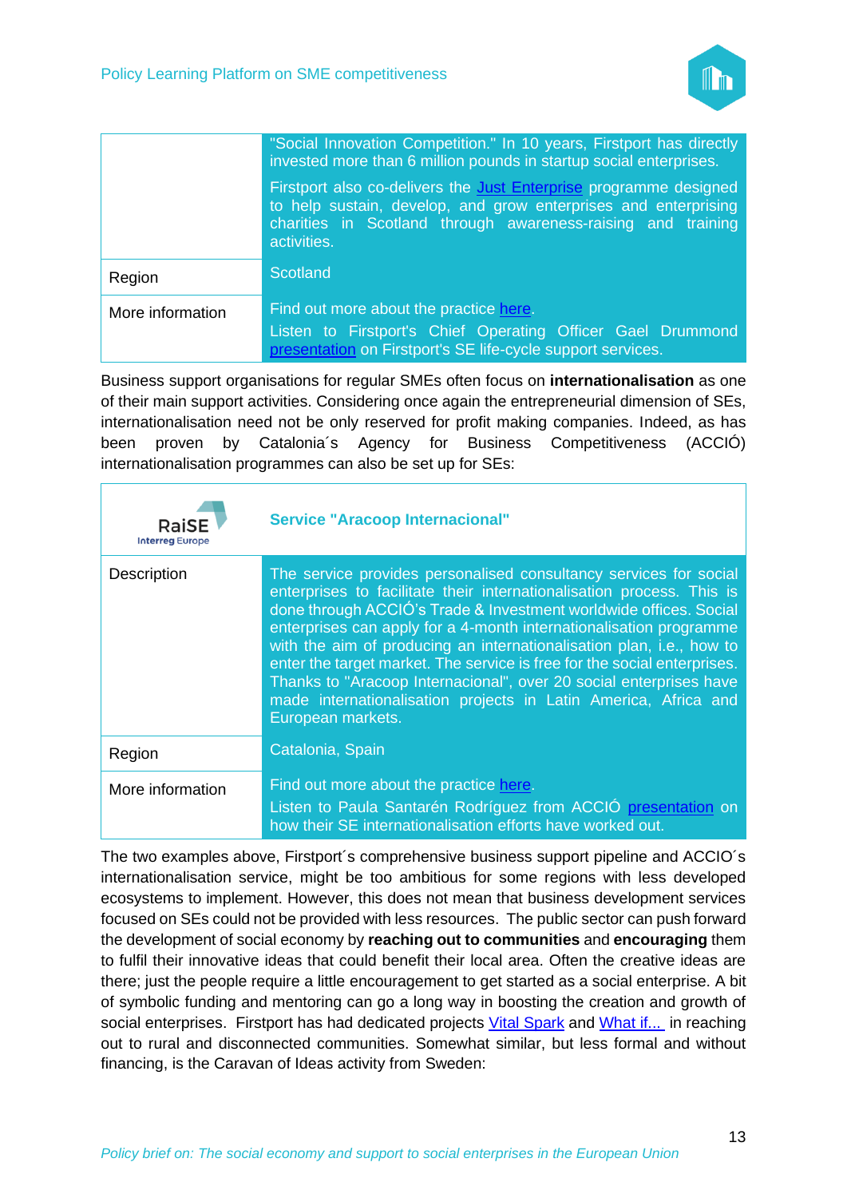| | |
|---|---|
| | "Social Innovation Competition." In 10 years, Firstport has directly invested more than 6 million pounds in startup social enterprises.<br><br>Firstport also co-delivers the Just Enterprise programme designed to help sustain, develop, and grow enterprises and enterprising charities in Scotland through awareness-raising and training activities. |
| Region | Scotland |
| More information | Find out more about the practice here.<br><br>Listen to Firstport's Chief Operating Officer Gael Drummond presentation on Firstport's SE life-cycle support services. |

Business support organisations for regular SMEs often focus on **internationalisation** as one of their main support activities. Considering once again the entrepreneurial dimension of SEs, internationalisation need not be only reserved for profit making companies. Indeed, as has been proven by Catalonia´s Agency for Business Competitiveness (ACCIÓ) internationalisation programmes can also be set up for SEs:

| RaiSE Interreg Europe | **Service "Aracoop Internacional"** |
|---|---|
| Description | The service provides personalised consultancy services for social enterprises to facilitate their internationalisation process. This is done through ACCIÓ's Trade & Investment worldwide offices. Social enterprises can apply for a 4-month internationalisation programme with the aim of producing an internationalisation plan, i.e., how to enter the target market. The service is free for the social enterprises. Thanks to "Aracoop Internacional", over 20 social enterprises have made internationalisation projects in Latin America, Africa and European markets. |
| Region | Catalonia, Spain |
| More information | Find out more about the practice here.<br><br>Listen to Paula Santarén Rodríguez from ACCIÓ presentation on how their SE internationalisation efforts have worked out. |

The two examples above, Firstport´s comprehensive business support pipeline and ACCIO´s internationalisation service, might be too ambitious for some regions with less developed ecosystems to implement. However, this does not mean that business development services focused on SEs could not be provided with less resources. The public sector can push forward the development of social economy by **reaching out to communities** and **encouraging** them to fulfil their innovative ideas that could benefit their local area. Often the creative ideas are there; just the people require a little encouragement to get started as a social enterprise. A bit of symbolic funding and mentoring can go a long way in boosting the creation and growth of social enterprises. Firstport has had dedicated projects Vital Spark and What if... in reaching out to rural and disconnected communities. Somewhat similar, but less formal and without financing, is the Caravan of Ideas activity from Sweden: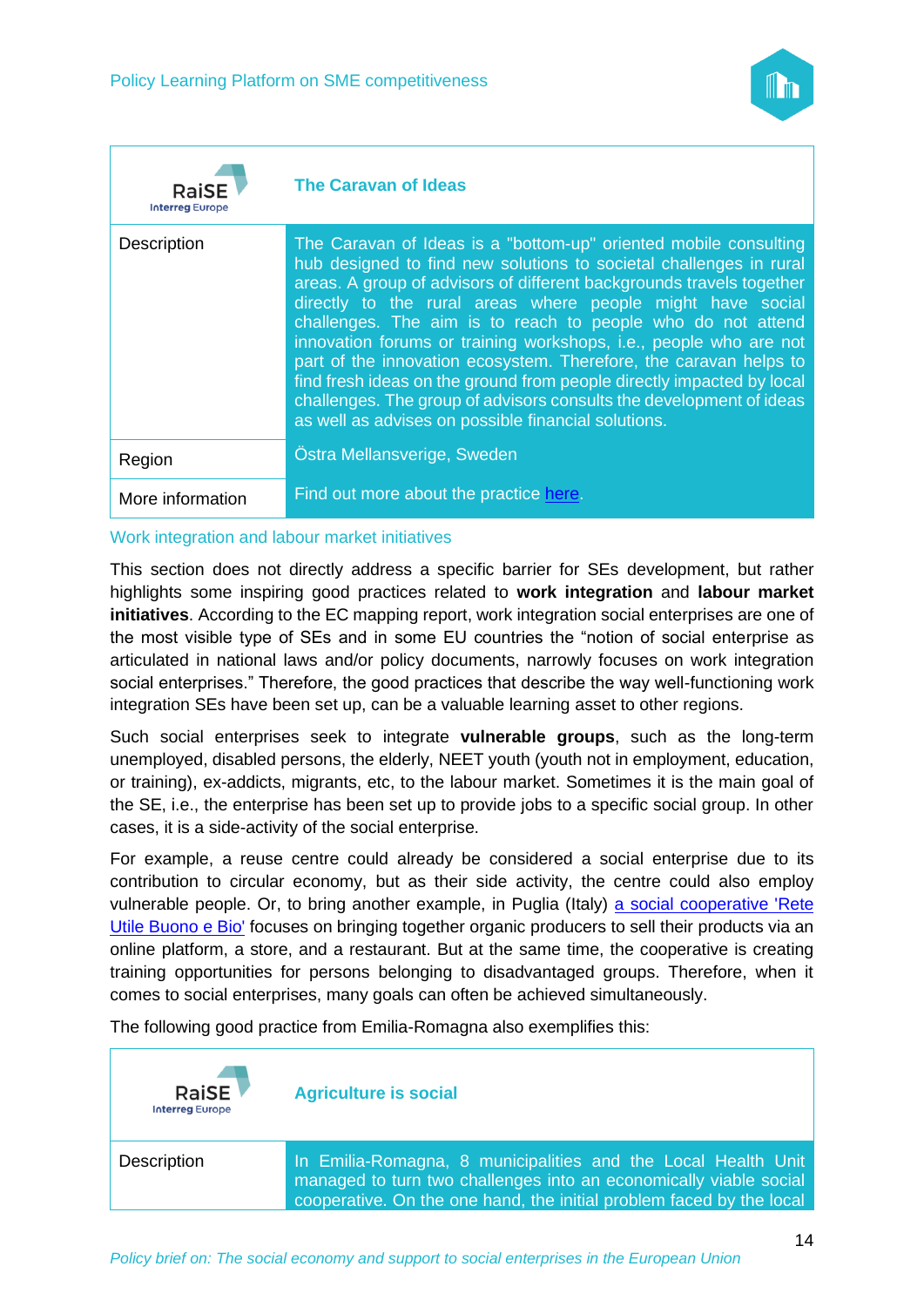| RaiSE Interreg Europe | The Caravan of Ideas |
| --- | --- |
| Description | The Caravan of Ideas is a "bottom-up" oriented mobile consulting hub designed to find new solutions to societal challenges in rural areas. A group of advisors of different backgrounds travels together directly to the rural areas where people might have social challenges. The aim is to reach to people who do not attend innovation forums or training workshops, i.e., people who are not part of the innovation ecosystem. Therefore, the caravan helps to find fresh ideas on the ground from people directly impacted by local challenges. The group of advisors consults the development of ideas as well as advises on possible financial solutions. |
| Region | Östra Mellansverige, Sweden |
| More information | Find out more about the practice here. |

### Work integration and labour market initiatives

This section does not directly address a specific barrier for SEs development, but rather highlights some inspiring good practices related to **work integration** and **labour market initiatives**. According to the EC mapping report, work integration social enterprises are one of the most visible type of SEs and in some EU countries the "notion of social enterprise as articulated in national laws and/or policy documents, narrowly focuses on work integration social enterprises." Therefore, the good practices that describe the way well-functioning work integration SEs have been set up, can be a valuable learning asset to other regions.

Such social enterprises seek to integrate **vulnerable groups**, such as the long-term unemployed, disabled persons, the elderly, NEET youth (youth not in employment, education, or training), ex-addicts, migrants, etc, to the labour market. Sometimes it is the main goal of the SE, i.e., the enterprise has been set up to provide jobs to a specific social group. In other cases, it is a side-activity of the social enterprise.

For example, a reuse centre could already be considered a social enterprise due to its contribution to circular economy, but as their side activity, the centre could also employ vulnerable people. Or, to bring another example, in Puglia (Italy) a social cooperative 'Rete Utile Buono e Bio' focuses on bringing together organic producers to sell their products via an online platform, a store, and a restaurant. But at the same time, the cooperative is creating training opportunities for persons belonging to disadvantaged groups. Therefore, when it comes to social enterprises, many goals can often be achieved simultaneously.

The following good practice from Emilia-Romagna also exemplifies this:

| RaiSE Interreg Europe | Agriculture is social |
| --- | --- |
| Description | In Emilia-Romagna, 8 municipalities and the Local Health Unit managed to turn two challenges into an economically viable social cooperative. On the one hand, the initial problem faced by the local |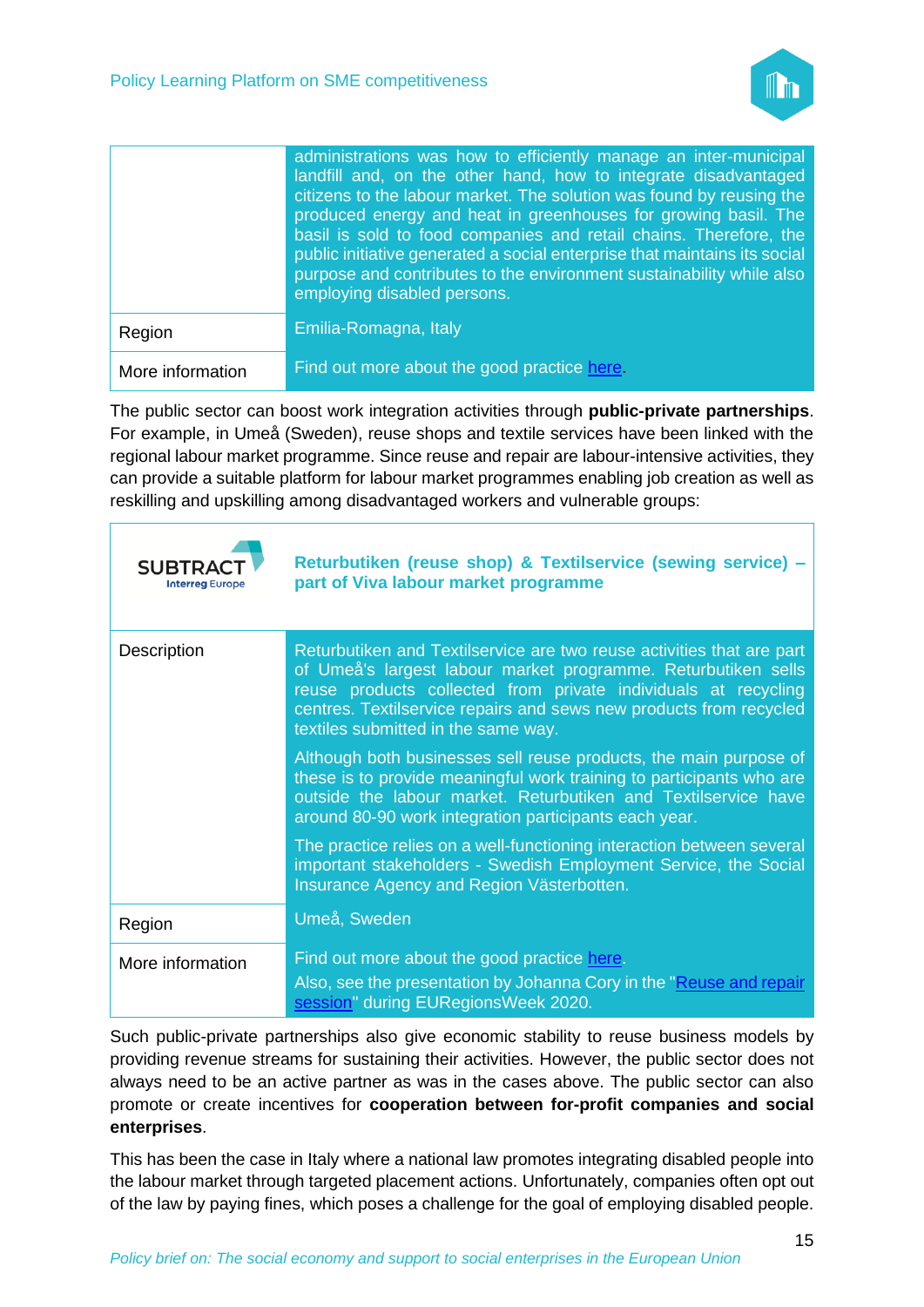| | |
|---|---|
| | administrations was how to efficiently manage an inter-municipal landfill and, on the other hand, how to integrate disadvantaged citizens to the labour market. The solution was found by reusing the produced energy and heat in greenhouses for growing basil. The basil is sold to food companies and retail chains. Therefore, the public initiative generated a social enterprise that maintains its social purpose and contributes to the environment sustainability while also employing disabled persons. |
| Region | Emilia-Romagna, Italy |
| More information | Find out more about the good practice here. |

The public sector can boost work integration activities through **public-private partnerships**. For example, in Umeå (Sweden), reuse shops and textile services have been linked with the regional labour market programme. Since reuse and repair are labour-intensive activities, they can provide a suitable platform for labour market programmes enabling job creation as well as reskilling and upskilling among disadvantaged workers and vulnerable groups:

| SUBTRACT Interreg Europe | **Returbutiken (reuse shop) & Textilservice (sewing service) – part of Viva labour market programme** |
|---|---|
| Description | Returbutiken and Textilservice are two reuse activities that are part of Umeå's largest labour market programme. Returbutiken sells reuse products collected from private individuals at recycling centres. Textilservice repairs and sews new products from recycled textiles submitted in the same way.<br><br>Although both businesses sell reuse products, the main purpose of these is to provide meaningful work training to participants who are outside the labour market. Returbutiken and Textilservice have around 80-90 work integration participants each year.<br><br>The practice relies on a well-functioning interaction between several important stakeholders - Swedish Employment Service, the Social Insurance Agency and Region Västerbotten. |
| Region | Umeå, Sweden |
| More information | Find out more about the good practice here.<br>Also, see the presentation by Johanna Cory in the "Reuse and repair session" during EURegionsWeek 2020. |

Such public-private partnerships also give economic stability to reuse business models by providing revenue streams for sustaining their activities. However, the public sector does not always need to be an active partner as was in the cases above. The public sector can also promote or create incentives for **cooperation between for-profit companies and social enterprises**.

This has been the case in Italy where a national law promotes integrating disabled people into the labour market through targeted placement actions. Unfortunately, companies often opt out of the law by paying fines, which poses a challenge for the goal of employing disabled people.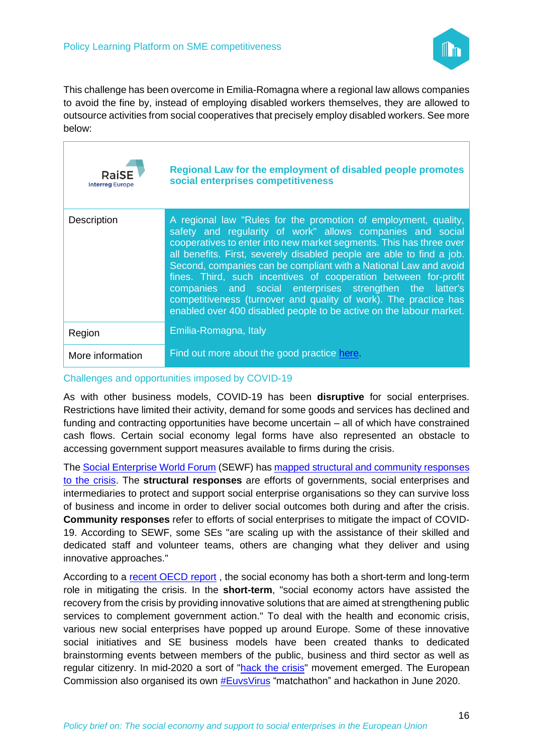This challenge has been overcome in Emilia-Romagna where a regional law allows companies to avoid the fine by, instead of employing disabled workers themselves, they are allowed to outsource activities from social cooperatives that precisely employ disabled workers. See more below:

| RaiSE Interreg Europe | **Regional Law for the employment of disabled people promotes social enterprises competitiveness** |
|---|---|
| Description | A regional law "Rules for the promotion of employment, quality, safety and regularity of work" allows companies and social cooperatives to enter into new market segments. This has three over all benefits. First, severely disabled people are able to find a job. Second, companies can be compliant with a National Law and avoid fines. Third, such incentives of cooperation between for-profit companies and social enterprises strengthen the latter's competitiveness (turnover and quality of work). The practice has enabled over 400 disabled people to be active on the labour market. |
| Region | Emilia-Romagna, Italy |
| More information | Find out more about the good practice here. |

### Challenges and opportunities imposed by COVID-19

As with other business models, COVID-19 has been **disruptive** for social enterprises. Restrictions have limited their activity, demand for some goods and services has declined and funding and contracting opportunities have become uncertain – all of which have constrained cash flows. Certain social economy legal forms have also represented an obstacle to accessing government support measures available to firms during the crisis.

The Social Enterprise World Forum (SEWF) has mapped structural and community responses to the crisis. The **structural responses** are efforts of governments, social enterprises and intermediaries to protect and support social enterprise organisations so they can survive loss of business and income in order to deliver social outcomes both during and after the crisis. **Community responses** refer to efforts of social enterprises to mitigate the impact of COVID-19. According to SEWF, some SEs "are scaling up with the assistance of their skilled and dedicated staff and volunteer teams, others are changing what they deliver and using innovative approaches."

According to a recent OECD report , the social economy has both a short-term and long-term role in mitigating the crisis. In the **short-term**, "social economy actors have assisted the recovery from the crisis by providing innovative solutions that are aimed at strengthening public services to complement government action." To deal with the health and economic crisis, various new social enterprises have popped up around Europe. Some of these innovative social initiatives and SE business models have been created thanks to dedicated brainstorming events between members of the public, business and third sector as well as regular citizenry. In mid-2020 a sort of "hack the crisis" movement emerged. The European Commission also organised its own #EuvsVirus "matchathon" and hackathon in June 2020.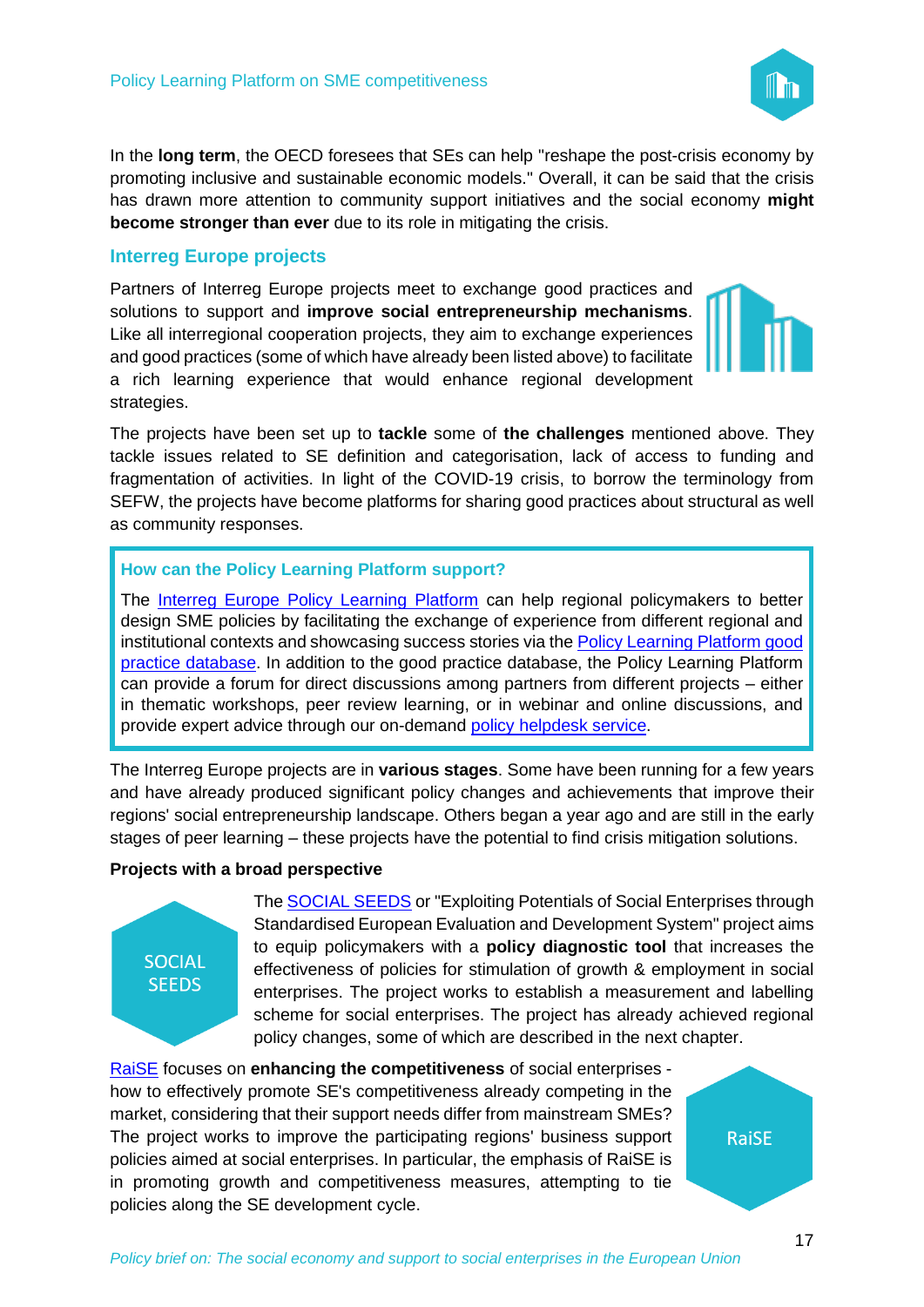In the **long term**, the OECD foresees that SEs can help "reshape the post-crisis economy by promoting inclusive and sustainable economic models." Overall, it can be said that the crisis has drawn more attention to community support initiatives and the social economy **might become stronger than ever** due to its role in mitigating the crisis.

## Interreg Europe projects

Partners of Interreg Europe projects meet to exchange good practices and solutions to support and **improve social entrepreneurship mechanisms**. Like all interregional cooperation projects, they aim to exchange experiences and good practices (some of which have already been listed above) to facilitate a rich learning experience that would enhance regional development strategies.

The projects have been set up to **tackle** some of **the challenges** mentioned above. They tackle issues related to SE definition and categorisation, lack of access to funding and fragmentation of activities. In light of the COVID-19 crisis, to borrow the terminology from SEFW, the projects have become platforms for sharing good practices about structural as well as community responses.

> **How can the Policy Learning Platform support?**
>
> The Interreg Europe Policy Learning Platform can help regional policymakers to better design SME policies by facilitating the exchange of experience from different regional and institutional contexts and showcasing success stories via the Policy Learning Platform good practice database. In addition to the good practice database, the Policy Learning Platform can provide a forum for direct discussions among partners from different projects – either in thematic workshops, peer review learning, or in webinar and online discussions, and provide expert advice through our on-demand policy helpdesk service.

The Interreg Europe projects are in **various stages**. Some have been running for a few years and have already produced significant policy changes and achievements that improve their regions' social entrepreneurship landscape. Others began a year ago and are still in the early stages of peer learning – these projects have the potential to find crisis mitigation solutions.

### Projects with a broad perspective

SOCIAL SEEDS

The SOCIAL SEEDS or "Exploiting Potentials of Social Enterprises through Standardised European Evaluation and Development System" project aims to equip policymakers with a **policy diagnostic tool** that increases the effectiveness of policies for stimulation of growth & employment in social enterprises. The project works to establish a measurement and labelling scheme for social enterprises. The project has already achieved regional policy changes, some of which are described in the next chapter.

RaiSE

RaiSE focuses on **enhancing the competitiveness** of social enterprises - how to effectively promote SE's competitiveness already competing in the market, considering that their support needs differ from mainstream SMEs? The project works to improve the participating regions' business support policies aimed at social enterprises. In particular, the emphasis of RaiSE is in promoting growth and competitiveness measures, attempting to tie policies along the SE development cycle.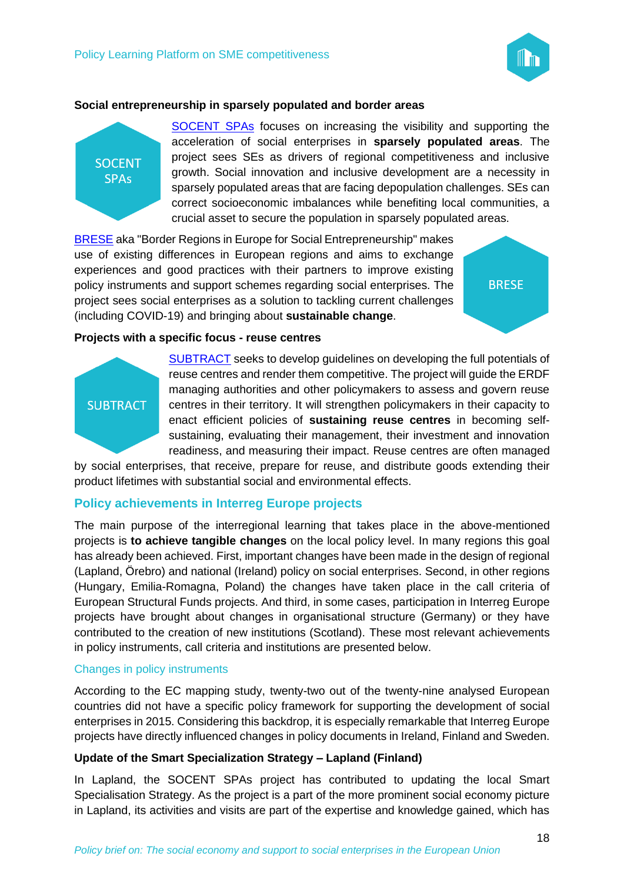**Social entrepreneurship in sparsely populated and border areas**

SOCENT SPAs

SOCENT SPAs focuses on increasing the visibility and supporting the acceleration of social enterprises in **sparsely populated areas**. The project sees SEs as drivers of regional competitiveness and inclusive growth. Social innovation and inclusive development are a necessity in sparsely populated areas that are facing depopulation challenges. SEs can correct socioeconomic imbalances while benefiting local communities, a crucial asset to secure the population in sparsely populated areas.

BRESE

BRESE aka "Border Regions in Europe for Social Entrepreneurship" makes use of existing differences in European regions and aims to exchange experiences and good practices with their partners to improve existing policy instruments and support schemes regarding social enterprises. The project sees social enterprises as a solution to tackling current challenges (including COVID-19) and bringing about **sustainable change**.

**Projects with a specific focus - reuse centres**

SUBTRACT

SUBTRACT seeks to develop guidelines on developing the full potentials of reuse centres and render them competitive. The project will guide the ERDF managing authorities and other policymakers to assess and govern reuse centres in their territory. It will strengthen policymakers in their capacity to enact efficient policies of **sustaining reuse centres** in becoming self-sustaining, evaluating their management, their investment and innovation readiness, and measuring their impact. Reuse centres are often managed by social enterprises, that receive, prepare for reuse, and distribute goods extending their product lifetimes with substantial social and environmental effects.

## Policy achievements in Interreg Europe projects

The main purpose of the interregional learning that takes place in the above-mentioned projects is **to achieve tangible changes** on the local policy level. In many regions this goal has already been achieved. First, important changes have been made in the design of regional (Lapland, Örebro) and national (Ireland) policy on social enterprises. Second, in other regions (Hungary, Emilia-Romagna, Poland) the changes have taken place in the call criteria of European Structural Funds projects. And third, in some cases, participation in Interreg Europe projects have brought about changes in organisational structure (Germany) or they have contributed to the creation of new institutions (Scotland). These most relevant achievements in policy instruments, call criteria and institutions are presented below.

### Changes in policy instruments

According to the EC mapping study, twenty-two out of the twenty-nine analysed European countries did not have a specific policy framework for supporting the development of social enterprises in 2015. Considering this backdrop, it is especially remarkable that Interreg Europe projects have directly influenced changes in policy documents in Ireland, Finland and Sweden.

**Update of the Smart Specialization Strategy – Lapland (Finland)**

In Lapland, the SOCENT SPAs project has contributed to updating the local Smart Specialisation Strategy. As the project is a part of the more prominent social economy picture in Lapland, its activities and visits are part of the expertise and knowledge gained, which has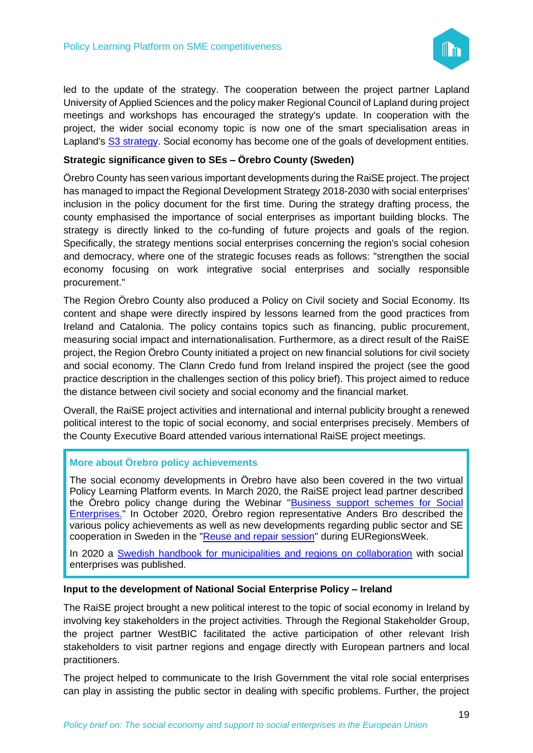led to the update of the strategy. The cooperation between the project partner Lapland University of Applied Sciences and the policy maker Regional Council of Lapland during project meetings and workshops has encouraged the strategy's update. In cooperation with the project, the wider social economy topic is now one of the smart specialisation areas in Lapland's S3 strategy. Social economy has become one of the goals of development entities.

**Strategic significance given to SEs – Örebro County (Sweden)**

Örebro County has seen various important developments during the RaiSE project. The project has managed to impact the Regional Development Strategy 2018-2030 with social enterprises' inclusion in the policy document for the first time. During the strategy drafting process, the county emphasised the importance of social enterprises as important building blocks. The strategy is directly linked to the co-funding of future projects and goals of the region. Specifically, the strategy mentions social enterprises concerning the region's social cohesion and democracy, where one of the strategic focuses reads as follows: "strengthen the social economy focusing on work integrative social enterprises and socially responsible procurement."

The Region Örebro County also produced a Policy on Civil society and Social Economy. Its content and shape were directly inspired by lessons learned from the good practices from Ireland and Catalonia. The policy contains topics such as financing, public procurement, measuring social impact and internationalisation. Furthermore, as a direct result of the RaiSE project, the Region Örebro County initiated a project on new financial solutions for civil society and social economy. The Clann Credo fund from Ireland inspired the project (see the good practice description in the challenges section of this policy brief). This project aimed to reduce the distance between civil society and social economy and the financial market.

Overall, the RaiSE project activities and international and internal publicity brought a renewed political interest to the topic of social economy, and social enterprises precisely. Members of the County Executive Board attended various international RaiSE project meetings.

> **More about Örebro policy achievements**
>
> The social economy developments in Örebro have also been covered in the two virtual Policy Learning Platform events. In March 2020, the RaiSE project lead partner described the Örebro policy change during the Webinar "Business support schemes for Social Enterprises." In October 2020, Örebro region representative Anders Bro described the various policy achievements as well as new developments regarding public sector and SE cooperation in Sweden in the "Reuse and repair session" during EURegionsWeek.
>
> In 2020 a Swedish handbook for municipalities and regions on collaboration with social enterprises was published.

**Input to the development of National Social Enterprise Policy – Ireland**

The RaiSE project brought a new political interest to the topic of social economy in Ireland by involving key stakeholders in the project activities. Through the Regional Stakeholder Group, the project partner WestBIC facilitated the active participation of other relevant Irish stakeholders to visit partner regions and engage directly with European partners and local practitioners.

The project helped to communicate to the Irish Government the vital role social enterprises can play in assisting the public sector in dealing with specific problems. Further, the project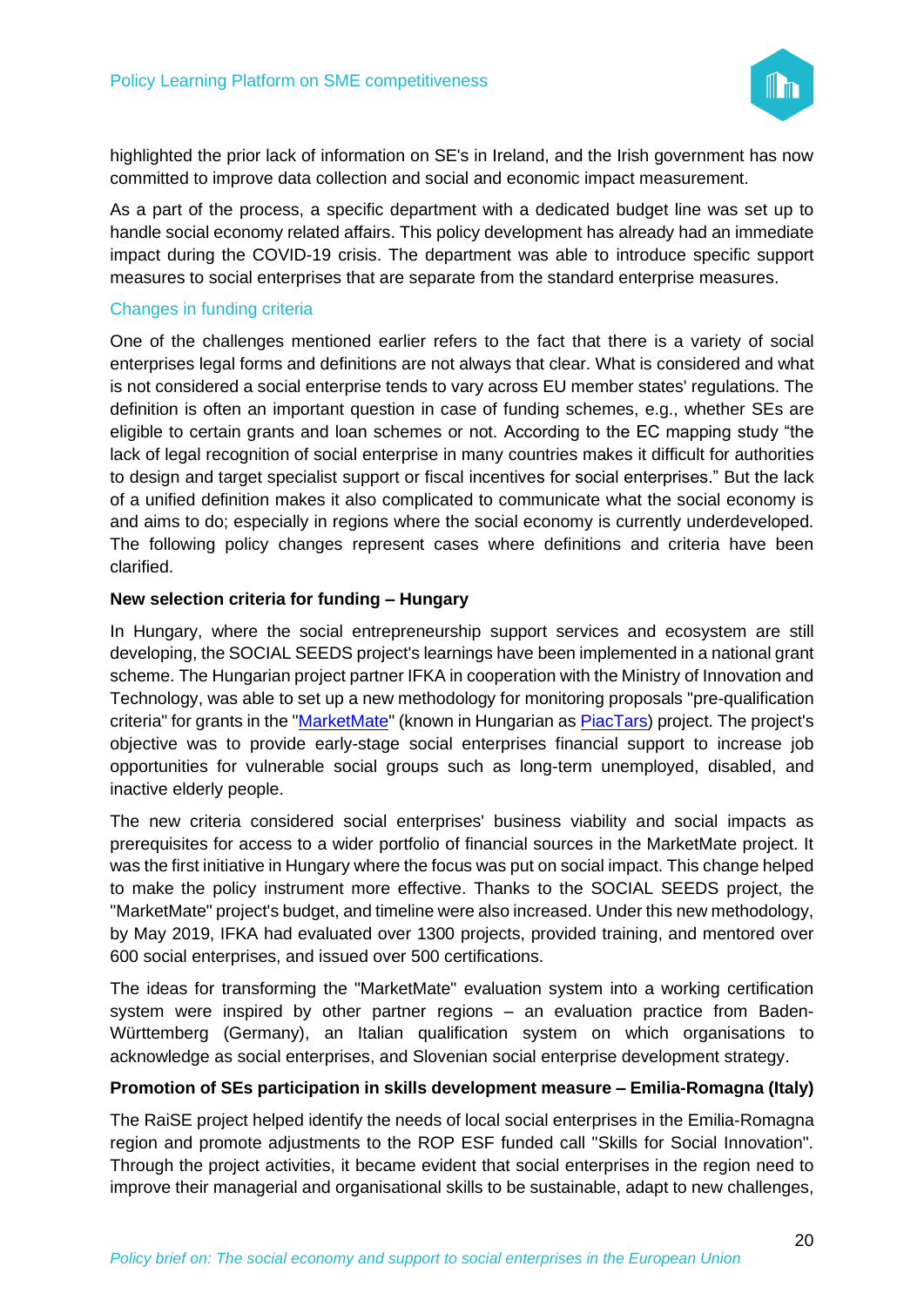highlighted the prior lack of information on SE's in Ireland, and the Irish government has now committed to improve data collection and social and economic impact measurement.

As a part of the process, a specific department with a dedicated budget line was set up to handle social economy related affairs. This policy development has already had an immediate impact during the COVID-19 crisis. The department was able to introduce specific support measures to social enterprises that are separate from the standard enterprise measures.

### Changes in funding criteria

One of the challenges mentioned earlier refers to the fact that there is a variety of social enterprises legal forms and definitions are not always that clear. What is considered and what is not considered a social enterprise tends to vary across EU member states' regulations. The definition is often an important question in case of funding schemes, e.g., whether SEs are eligible to certain grants and loan schemes or not. According to the EC mapping study "the lack of legal recognition of social enterprise in many countries makes it difficult for authorities to design and target specialist support or fiscal incentives for social enterprises." But the lack of a unified definition makes it also complicated to communicate what the social economy is and aims to do; especially in regions where the social economy is currently underdeveloped. The following policy changes represent cases where definitions and criteria have been clarified.

**New selection criteria for funding – Hungary**

In Hungary, where the social entrepreneurship support services and ecosystem are still developing, the SOCIAL SEEDS project's learnings have been implemented in a national grant scheme. The Hungarian project partner IFKA in cooperation with the Ministry of Innovation and Technology, was able to set up a new methodology for monitoring proposals "pre-qualification criteria" for grants in the "MarketMate" (known in Hungarian as PiacTars) project. The project's objective was to provide early-stage social enterprises financial support to increase job opportunities for vulnerable social groups such as long-term unemployed, disabled, and inactive elderly people.

The new criteria considered social enterprises' business viability and social impacts as prerequisites for access to a wider portfolio of financial sources in the MarketMate project. It was the first initiative in Hungary where the focus was put on social impact. This change helped to make the policy instrument more effective. Thanks to the SOCIAL SEEDS project, the "MarketMate" project's budget, and timeline were also increased. Under this new methodology, by May 2019, IFKA had evaluated over 1300 projects, provided training, and mentored over 600 social enterprises, and issued over 500 certifications.

The ideas for transforming the "MarketMate" evaluation system into a working certification system were inspired by other partner regions – an evaluation practice from Baden-Württemberg (Germany), an Italian qualification system on which organisations to acknowledge as social enterprises, and Slovenian social enterprise development strategy.

**Promotion of SEs participation in skills development measure – Emilia-Romagna (Italy)**

The RaiSE project helped identify the needs of local social enterprises in the Emilia-Romagna region and promote adjustments to the ROP ESF funded call "Skills for Social Innovation". Through the project activities, it became evident that social enterprises in the region need to improve their managerial and organisational skills to be sustainable, adapt to new challenges,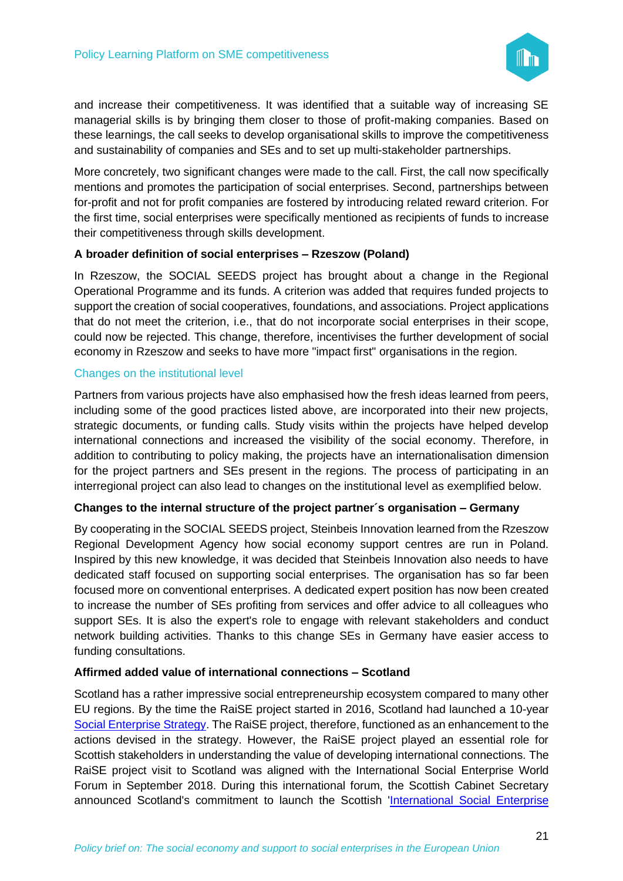and increase their competitiveness. It was identified that a suitable way of increasing SE managerial skills is by bringing them closer to those of profit-making companies. Based on these learnings, the call seeks to develop organisational skills to improve the competitiveness and sustainability of companies and SEs and to set up multi-stakeholder partnerships.

More concretely, two significant changes were made to the call. First, the call now specifically mentions and promotes the participation of social enterprises. Second, partnerships between for-profit and not for profit companies are fostered by introducing related reward criterion. For the first time, social enterprises were specifically mentioned as recipients of funds to increase their competitiveness through skills development.

**A broader definition of social enterprises – Rzeszow (Poland)**

In Rzeszow, the SOCIAL SEEDS project has brought about a change in the Regional Operational Programme and its funds. A criterion was added that requires funded projects to support the creation of social cooperatives, foundations, and associations. Project applications that do not meet the criterion, i.e., that do not incorporate social enterprises in their scope, could now be rejected. This change, therefore, incentivises the further development of social economy in Rzeszow and seeks to have more "impact first" organisations in the region.

### Changes on the institutional level

Partners from various projects have also emphasised how the fresh ideas learned from peers, including some of the good practices listed above, are incorporated into their new projects, strategic documents, or funding calls. Study visits within the projects have helped develop international connections and increased the visibility of the social economy. Therefore, in addition to contributing to policy making, the projects have an internationalisation dimension for the project partners and SEs present in the regions. The process of participating in an interregional project can also lead to changes on the institutional level as exemplified below.

**Changes to the internal structure of the project partner´s organisation – Germany**

By cooperating in the SOCIAL SEEDS project, Steinbeis Innovation learned from the Rzeszow Regional Development Agency how social economy support centres are run in Poland. Inspired by this new knowledge, it was decided that Steinbeis Innovation also needs to have dedicated staff focused on supporting social enterprises. The organisation has so far been focused more on conventional enterprises. A dedicated expert position has now been created to increase the number of SEs profiting from services and offer advice to all colleagues who support SEs. It is also the expert's role to engage with relevant stakeholders and conduct network building activities. Thanks to this change SEs in Germany have easier access to funding consultations.

**Affirmed added value of international connections – Scotland**

Scotland has a rather impressive social entrepreneurship ecosystem compared to many other EU regions. By the time the RaiSE project started in 2016, Scotland had launched a 10-year Social Enterprise Strategy. The RaiSE project, therefore, functioned as an enhancement to the actions devised in the strategy. However, the RaiSE project played an essential role for Scottish stakeholders in understanding the value of developing international connections. The RaiSE project visit to Scotland was aligned with the International Social Enterprise World Forum in September 2018. During this international forum, the Scottish Cabinet Secretary announced Scotland's commitment to launch the Scottish 'International Social Enterprise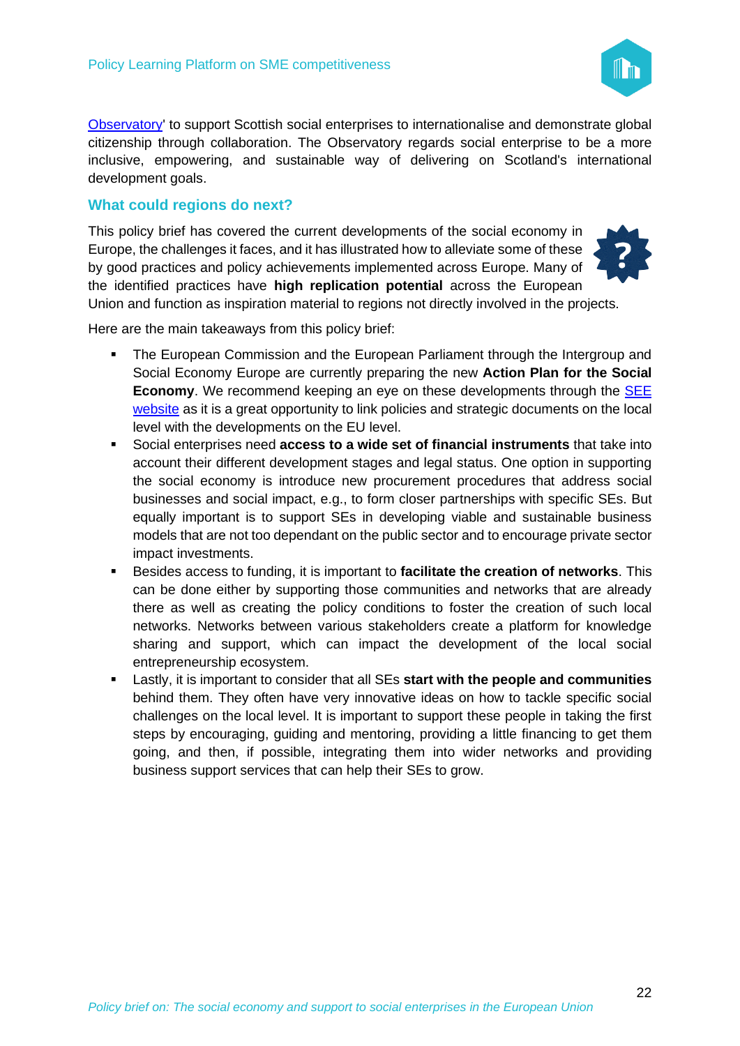Observatory' to support Scottish social enterprises to internationalise and demonstrate global citizenship through collaboration. The Observatory regards social enterprise to be a more inclusive, empowering, and sustainable way of delivering on Scotland's international development goals.

## What could regions do next?

This policy brief has covered the current developments of the social economy in Europe, the challenges it faces, and it has illustrated how to alleviate some of these by good practices and policy achievements implemented across Europe. Many of the identified practices have **high replication potential** across the European Union and function as inspiration material to regions not directly involved in the projects.

Here are the main takeaways from this policy brief:

- The European Commission and the European Parliament through the Intergroup and Social Economy Europe are currently preparing the new **Action Plan for the Social Economy**. We recommend keeping an eye on these developments through the SEE website as it is a great opportunity to link policies and strategic documents on the local level with the developments on the EU level.
- Social enterprises need **access to a wide set of financial instruments** that take into account their different development stages and legal status. One option in supporting the social economy is introduce new procurement procedures that address social businesses and social impact, e.g., to form closer partnerships with specific SEs. But equally important is to support SEs in developing viable and sustainable business models that are not too dependant on the public sector and to encourage private sector impact investments.
- Besides access to funding, it is important to **facilitate the creation of networks**. This can be done either by supporting those communities and networks that are already there as well as creating the policy conditions to foster the creation of such local networks. Networks between various stakeholders create a platform for knowledge sharing and support, which can impact the development of the local social entrepreneurship ecosystem.
- Lastly, it is important to consider that all SEs **start with the people and communities** behind them. They often have very innovative ideas on how to tackle specific social challenges on the local level. It is important to support these people in taking the first steps by encouraging, guiding and mentoring, providing a little financing to get them going, and then, if possible, integrating them into wider networks and providing business support services that can help their SEs to grow.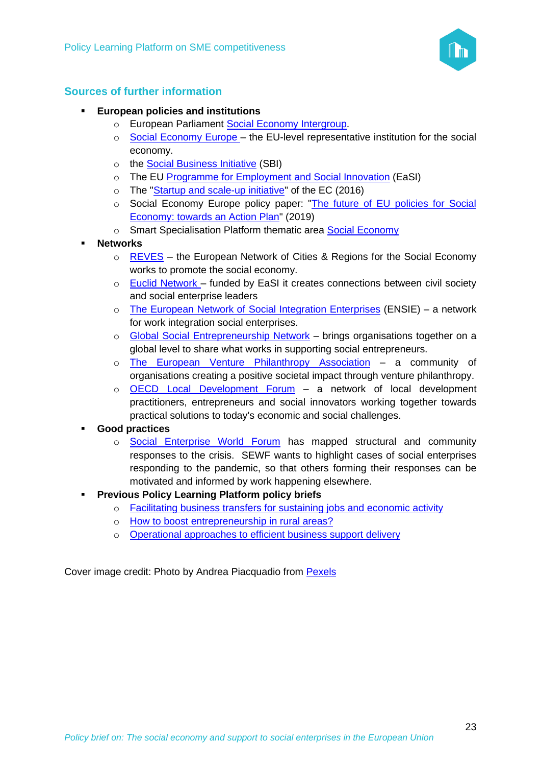## Sources of further information

- **European policies and institutions**
  - European Parliament Social Economy Intergroup.
  - Social Economy Europe – the EU-level representative institution for the social economy.
  - the Social Business Initiative (SBI)
  - The EU Programme for Employment and Social Innovation (EaSI)
  - The "Startup and scale-up initiative" of the EC (2016)
  - Social Economy Europe policy paper: "The future of EU policies for Social Economy: towards an Action Plan" (2019)
  - Smart Specialisation Platform thematic area Social Economy
- **Networks**
  - REVES – the European Network of Cities & Regions for the Social Economy works to promote the social economy.
  - Euclid Network – funded by EaSI it creates connections between civil society and social enterprise leaders
  - The European Network of Social Integration Enterprises (ENSIE) – a network for work integration social enterprises.
  - Global Social Entrepreneurship Network – brings organisations together on a global level to share what works in supporting social entrepreneurs.
  - The European Venture Philanthropy Association – a community of organisations creating a positive societal impact through venture philanthropy.
  - OECD Local Development Forum – a network of local development practitioners, entrepreneurs and social innovators working together towards practical solutions to today's economic and social challenges.
- **Good practices**
  - Social Enterprise World Forum has mapped structural and community responses to the crisis. SEWF wants to highlight cases of social enterprises responding to the pandemic, so that others forming their responses can be motivated and informed by work happening elsewhere.
- **Previous Policy Learning Platform policy briefs**
  - Facilitating business transfers for sustaining jobs and economic activity
  - How to boost entrepreneurship in rural areas?
  - Operational approaches to efficient business support delivery

Cover image credit: Photo by Andrea Piacquadio from Pexels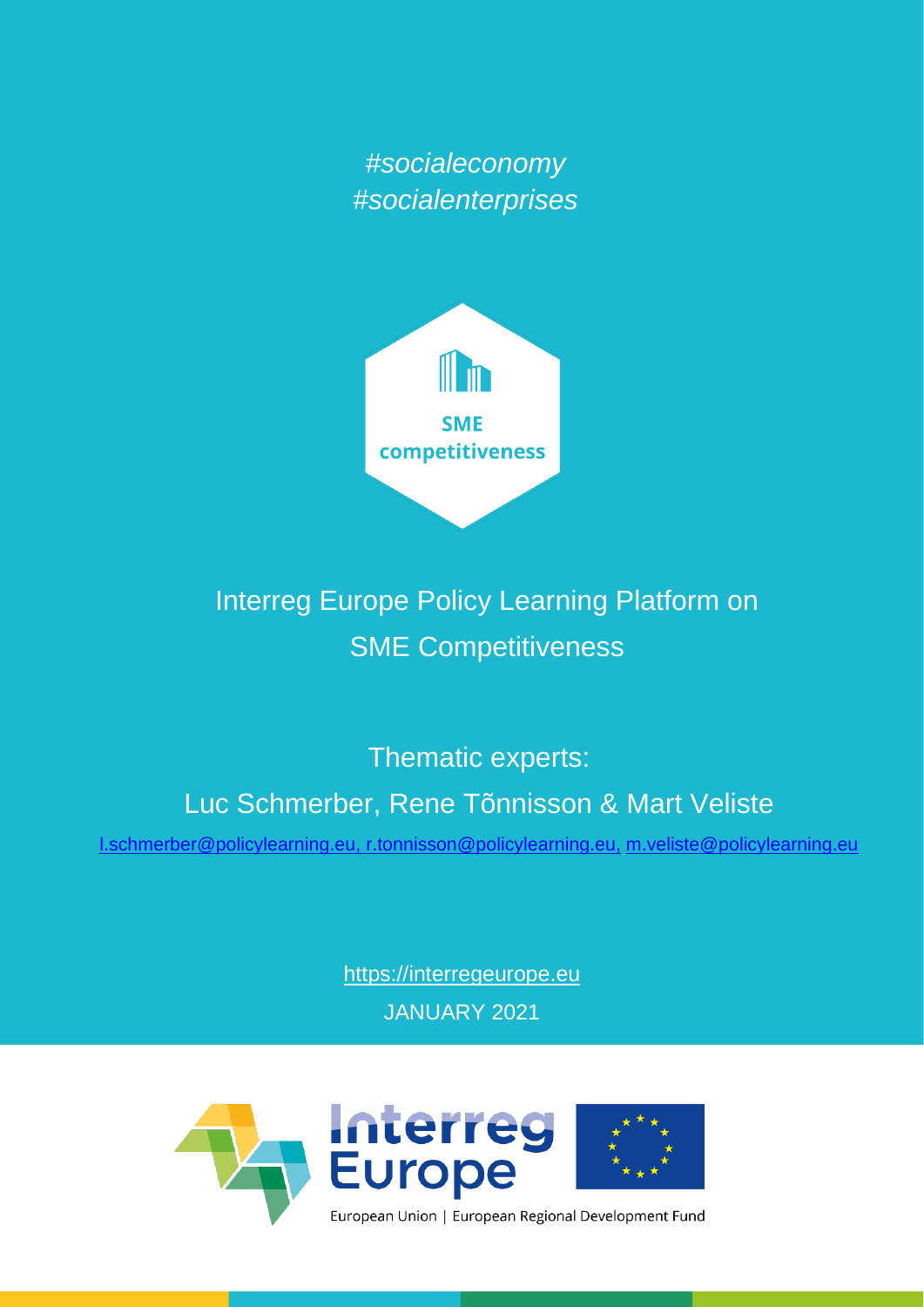*#socialeconomy*
*#socialenterprises*

SME competitiveness

Interreg Europe Policy Learning Platform on SME Competitiveness

Thematic experts:

Luc Schmerber, Rene Tõnnisson & Mart Veliste

l.schmerber@policylearning.eu, r.tonnisson@policylearning.eu, m.veliste@policylearning.eu

https://interregeurope.eu

JANUARY 2021

Interreg Europe

European Union | European Regional Development Fund